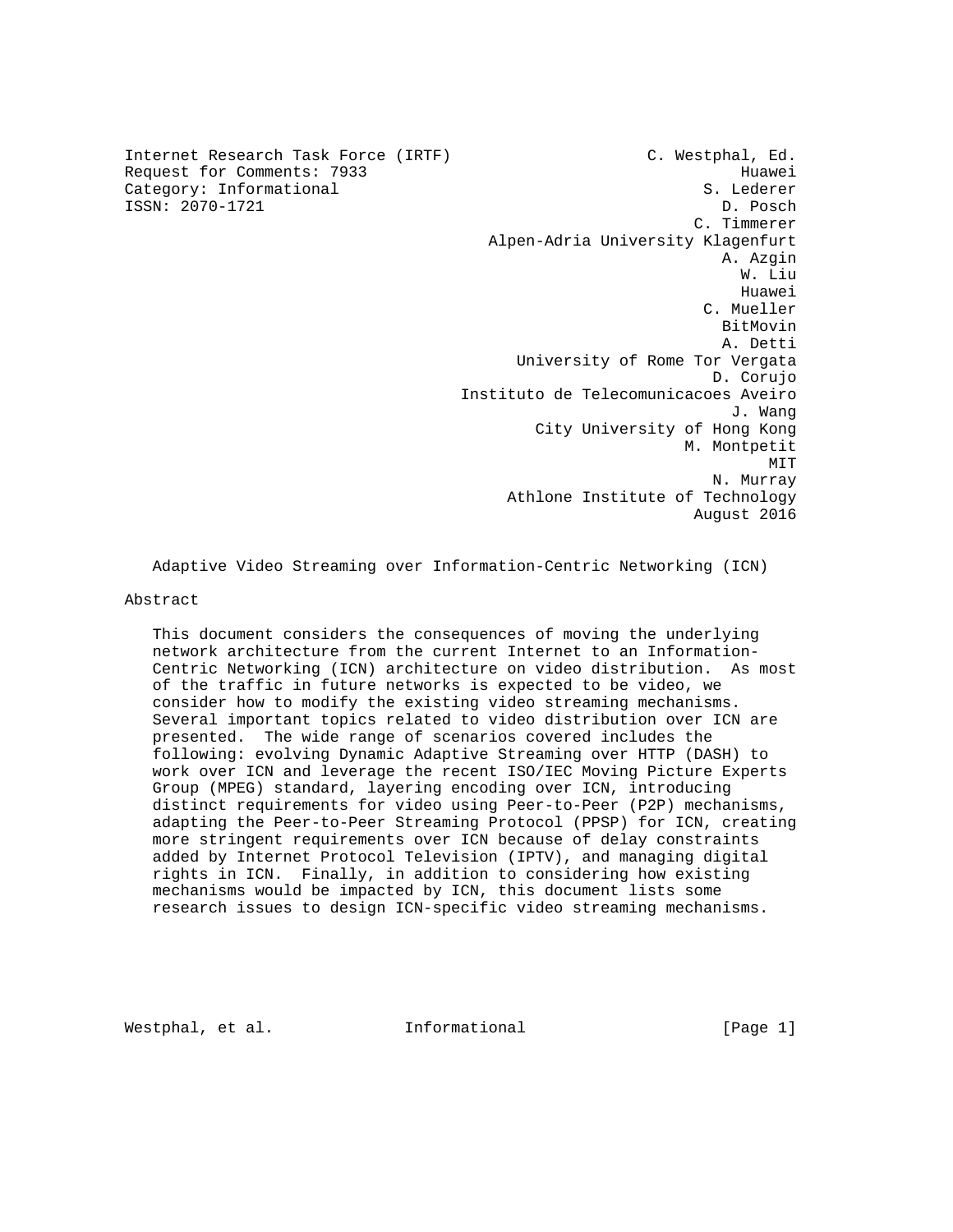Internet Research Task Force (IRTF)  
Request for Comments: 7933  
Category: Informational  
ISSN: 2070-1721

C. Westphal, Ed.  
Huawei  
S. Lederer  
D. Posch  
C. Timmerer  
Alpen-Adria University Klagenfurt  
A. Azgin  
W. Liu  
Huawei  
C. Mueller  
BitMovin  
A. Detti  
University of Rome Tor Vergata  
D. Corujo  
Instituto de Telecomunicacoes Aveiro  
J. Wang  
City University of Hong Kong  
M. Montpetit  
MIT  
N. Murray  
Athlone Institute of Technology  
August 2016

# Adaptive Video Streaming over Information-Centric Networking (ICN)

## Abstract

This document considers the consequences of moving the underlying network architecture from the current Internet to an Information-Centric Networking (ICN) architecture on video distribution. As most of the traffic in future networks is expected to be video, we consider how to modify the existing video streaming mechanisms. Several important topics related to video distribution over ICN are presented. The wide range of scenarios covered includes the following: evolving Dynamic Adaptive Streaming over HTTP (DASH) to work over ICN and leverage the recent ISO/IEC Moving Picture Experts Group (MPEG) standard, layering encoding over ICN, introducing distinct requirements for video using Peer-to-Peer (P2P) mechanisms, adapting the Peer-to-Peer Streaming Protocol (PPSP) for ICN, creating more stringent requirements over ICN because of delay constraints added by Internet Protocol Television (IPTV), and managing digital rights in ICN. Finally, in addition to considering how existing mechanisms would be impacted by ICN, this document lists some research issues to design ICN-specific video streaming mechanisms.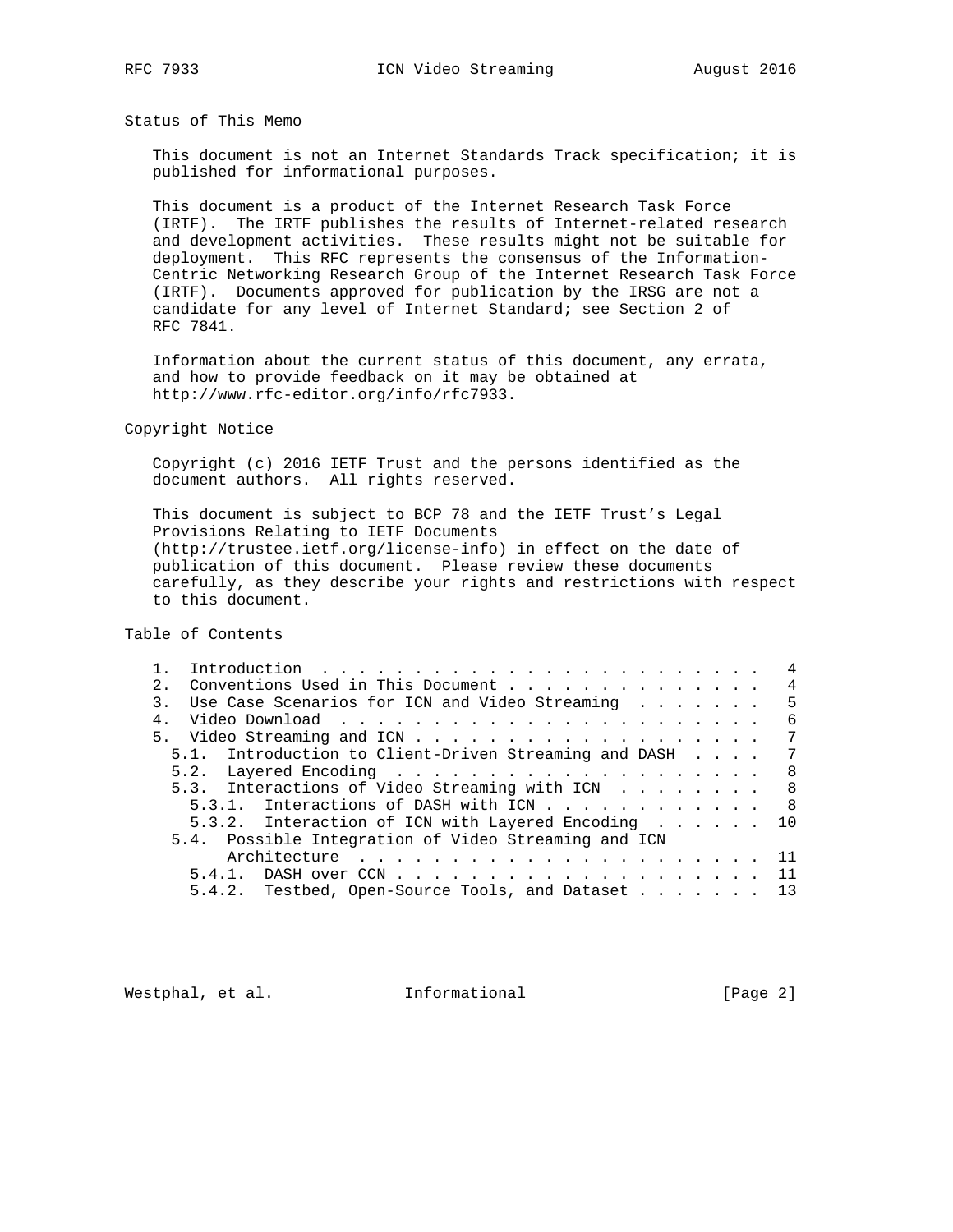## Status of This Memo

This document is not an Internet Standards Track specification; it is published for informational purposes.

This document is a product of the Internet Research Task Force (IRTF). The IRTF publishes the results of Internet-related research and development activities. These results might not be suitable for deployment. This RFC represents the consensus of the Information-Centric Networking Research Group of the Internet Research Task Force (IRTF). Documents approved for publication by the IRSG are not a candidate for any level of Internet Standard; see Section 2 of RFC 7841.

Information about the current status of this document, any errata, and how to provide feedback on it may be obtained at http://www.rfc-editor.org/info/rfc7933.

## Copyright Notice

Copyright (c) 2016 IETF Trust and the persons identified as the document authors. All rights reserved.

This document is subject to BCP 78 and the IETF Trust's Legal Provisions Relating to IETF Documents (http://trustee.ietf.org/license-info) in effect on the date of publication of this document. Please review these documents carefully, as they describe your rights and restrictions with respect to this document.

## Table of Contents

```
   1.  Introduction . . . . . . . . . . . . . . . . . . . . . . . .   4
   2.  Conventions Used in This Document . . . . . . . . . . . . . .   4
   3.  Use Case Scenarios for ICN and Video Streaming  . . . . . . .   5
   4.  Video Download  . . . . . . . . . . . . . . . . . . . . . . .   6
   5.  Video Streaming and ICN . . . . . . . . . . . . . . . . . . .   7
     5.1.  Introduction to Client-Driven Streaming and DASH  . . . .   7
     5.2.  Layered Encoding  . . . . . . . . . . . . . . . . . . . .   8
     5.3.  Interactions of Video Streaming with ICN  . . . . . . . .   8
       5.3.1.  Interactions of DASH with ICN . . . . . . . . . . . .   8
       5.3.2.  Interaction of ICN with Layered Encoding  . . . . . .  10
     5.4.  Possible Integration of Video Streaming and ICN
           Architecture  . . . . . . . . . . . . . . . . . . . . . .  11
       5.4.1.  DASH over CCN . . . . . . . . . . . . . . . . . . . .  11
       5.4.2.  Testbed, Open-Source Tools, and Dataset . . . . . . .  13
```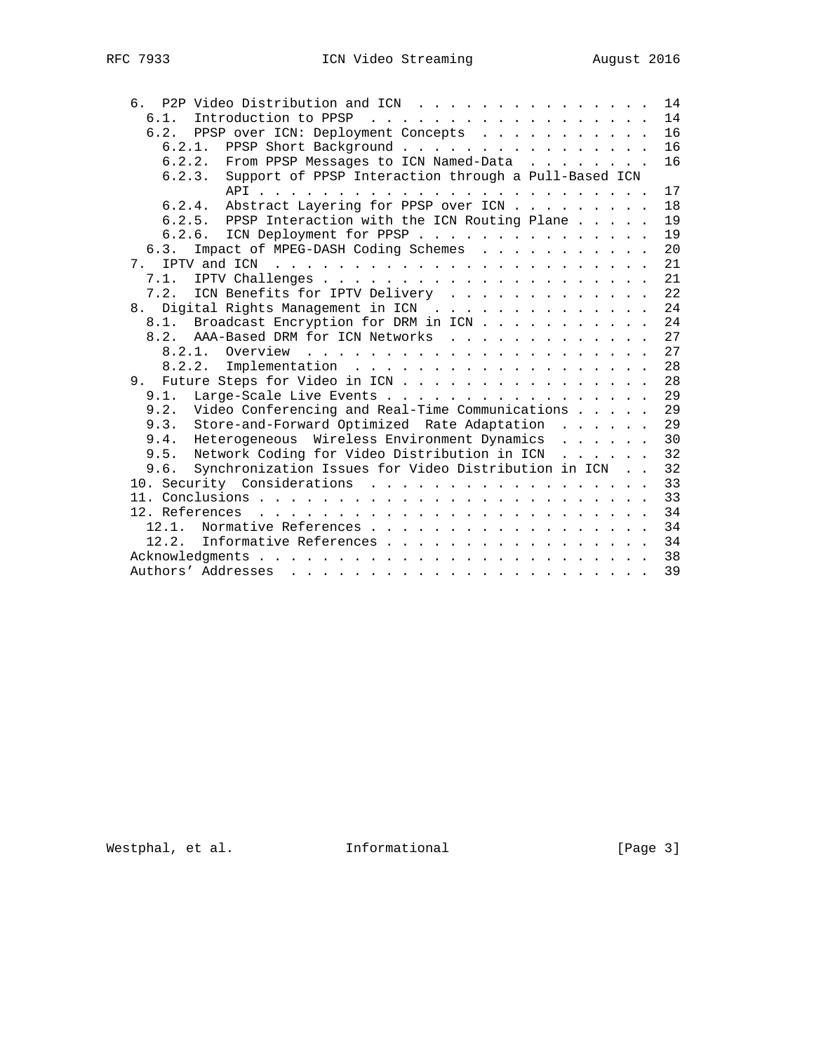```
   6.  P2P Video Distribution and ICN  . . . . . . . . . . . . . . .  14
     6.1.  Introduction to PPSP  . . . . . . . . . . . . . . . . . .  14
     6.2.  PPSP over ICN: Deployment Concepts  . . . . . . . . . . .  16
       6.2.1.  PPSP Short Background . . . . . . . . . . . . . . . .  16
       6.2.2.  From PPSP Messages to ICN Named-Data  . . . . . . . .  16
       6.2.3.  Support of PPSP Interaction through a Pull-Based ICN
               API . . . . . . . . . . . . . . . . . . . . . . . . .  17
       6.2.4.  Abstract Layering for PPSP over ICN . . . . . . . . .  18
       6.2.5.  PPSP Interaction with the ICN Routing Plane . . . . .  19
       6.2.6.  ICN Deployment for PPSP . . . . . . . . . . . . . . .  19
     6.3.  Impact of MPEG-DASH Coding Schemes  . . . . . . . . . . .  20
   7.  IPTV and ICN  . . . . . . . . . . . . . . . . . . . . . . . .  21
     7.1.  IPTV Challenges . . . . . . . . . . . . . . . . . . . . .  21
     7.2.  ICN Benefits for IPTV Delivery  . . . . . . . . . . . . .  22
   8.  Digital Rights Management in ICN  . . . . . . . . . . . . . .  24
     8.1.  Broadcast Encryption for DRM in ICN . . . . . . . . . . .  24
     8.2.  AAA-Based DRM for ICN Networks  . . . . . . . . . . . . .  27
       8.2.1.  Overview  . . . . . . . . . . . . . . . . . . . . . .  27
       8.2.2.  Implementation  . . . . . . . . . . . . . . . . . . .  28
   9.  Future Steps for Video in ICN . . . . . . . . . . . . . . . .  28
     9.1.  Large-Scale Live Events . . . . . . . . . . . . . . . . .  29
     9.2.  Video Conferencing and Real-Time Communications . . . . .  29
     9.3.  Store-and-Forward Optimized  Rate Adaptation  . . . . . .  29
     9.4.  Heterogeneous  Wireless Environment Dynamics  . . . . . .  30
     9.5.  Network Coding for Video Distribution in ICN  . . . . . .  32
     9.6.  Synchronization Issues for Video Distribution in ICN  . .  32
   10. Security  Considerations  . . . . . . . . . . . . . . . . . .  33
   11. Conclusions . . . . . . . . . . . . . . . . . . . . . . . . .  33
   12. References  . . . . . . . . . . . . . . . . . . . . . . . . .  34
     12.1.  Normative References . . . . . . . . . . . . . . . . . .  34
     12.2.  Informative References . . . . . . . . . . . . . . . . .  34
   Acknowledgments . . . . . . . . . . . . . . . . . . . . . . . . .  38
   Authors' Addresses  . . . . . . . . . . . . . . . . . . . . . . .  39
```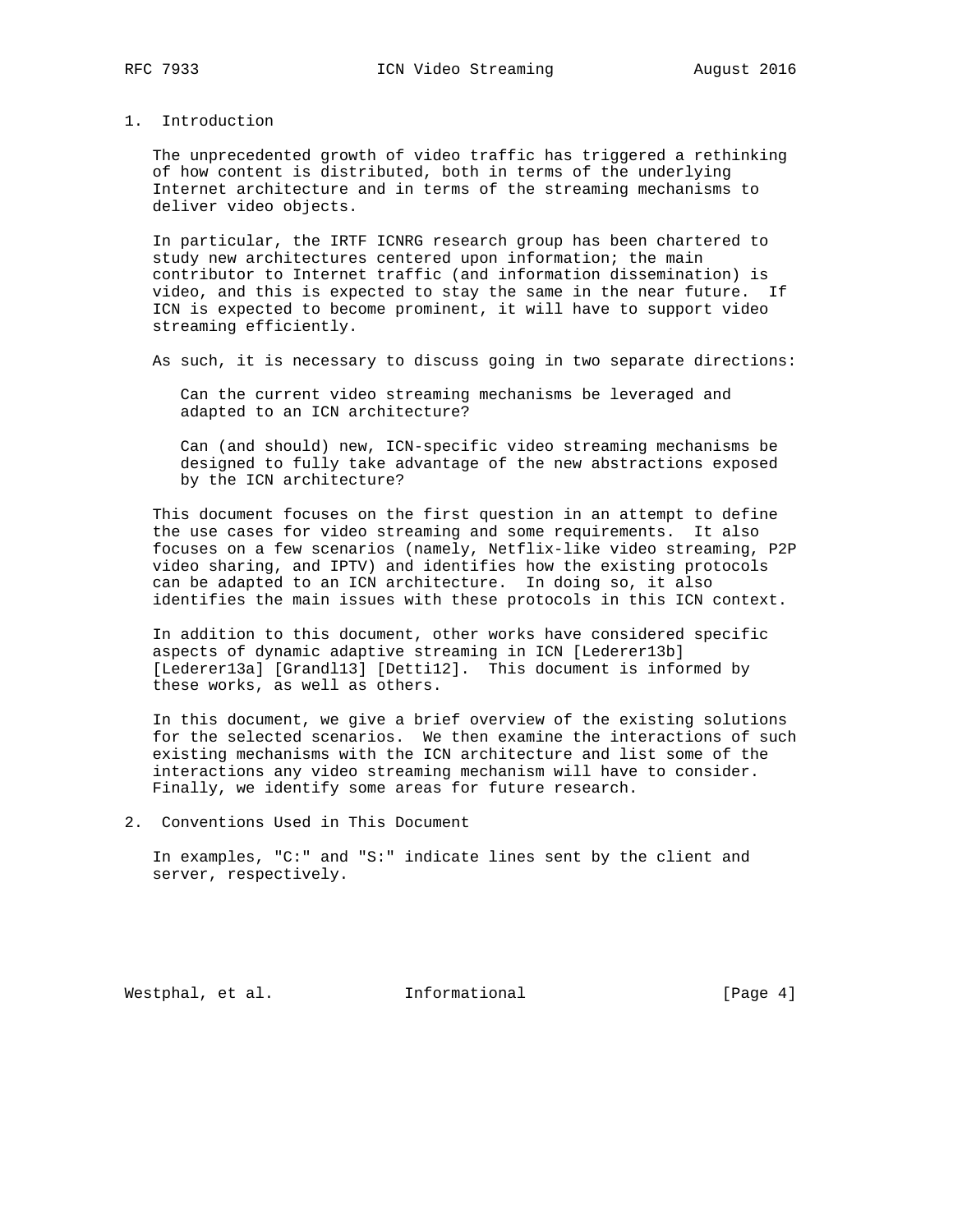## 1. Introduction

The unprecedented growth of video traffic has triggered a rethinking of how content is distributed, both in terms of the underlying Internet architecture and in terms of the streaming mechanisms to deliver video objects.

In particular, the IRTF ICNRG research group has been chartered to study new architectures centered upon information; the main contributor to Internet traffic (and information dissemination) is video, and this is expected to stay the same in the near future. If ICN is expected to become prominent, it will have to support video streaming efficiently.

As such, it is necessary to discuss going in two separate directions:

> Can the current video streaming mechanisms be leveraged and adapted to an ICN architecture?
>
> Can (and should) new, ICN-specific video streaming mechanisms be designed to fully take advantage of the new abstractions exposed by the ICN architecture?

This document focuses on the first question in an attempt to define the use cases for video streaming and some requirements. It also focuses on a few scenarios (namely, Netflix-like video streaming, P2P video sharing, and IPTV) and identifies how the existing protocols can be adapted to an ICN architecture. In doing so, it also identifies the main issues with these protocols in this ICN context.

In addition to this document, other works have considered specific aspects of dynamic adaptive streaming in ICN [Lederer13b] [Lederer13a] [Grandl13] [Detti12]. This document is informed by these works, as well as others.

In this document, we give a brief overview of the existing solutions for the selected scenarios. We then examine the interactions of such existing mechanisms with the ICN architecture and list some of the interactions any video streaming mechanism will have to consider. Finally, we identify some areas for future research.

## 2. Conventions Used in This Document

In examples, "C:" and "S:" indicate lines sent by the client and server, respectively.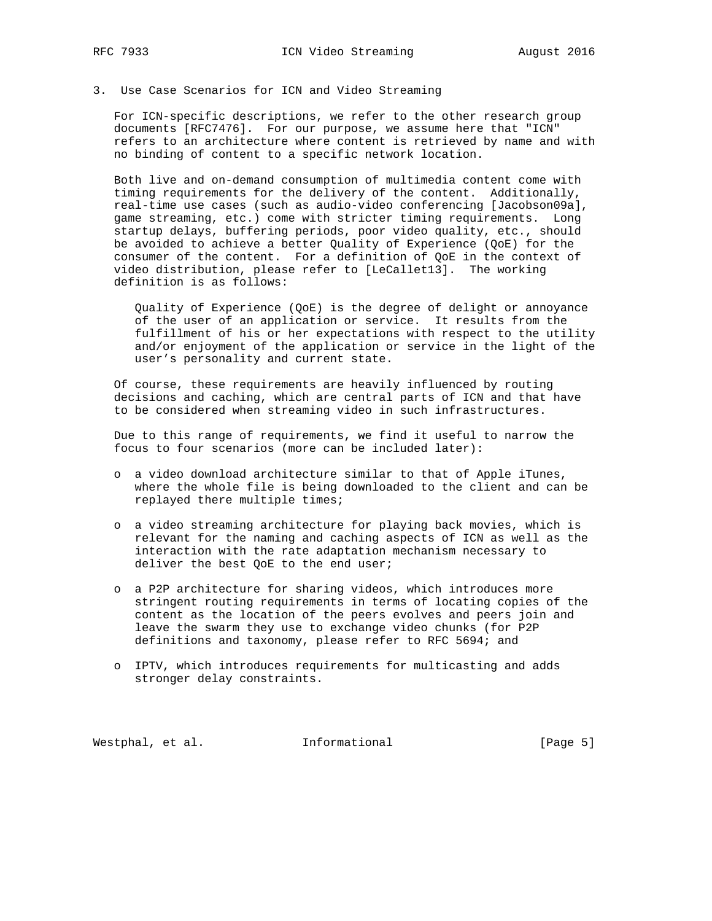## 3. Use Case Scenarios for ICN and Video Streaming

For ICN-specific descriptions, we refer to the other research group documents [RFC7476]. For our purpose, we assume here that "ICN" refers to an architecture where content is retrieved by name and with no binding of content to a specific network location.

Both live and on-demand consumption of multimedia content come with timing requirements for the delivery of the content. Additionally, real-time use cases (such as audio-video conferencing [Jacobson09a], game streaming, etc.) come with stricter timing requirements. Long startup delays, buffering periods, poor video quality, etc., should be avoided to achieve a better Quality of Experience (QoE) for the consumer of the content. For a definition of QoE in the context of video distribution, please refer to [LeCallet13]. The working definition is as follows:

> Quality of Experience (QoE) is the degree of delight or annoyance of the user of an application or service. It results from the fulfillment of his or her expectations with respect to the utility and/or enjoyment of the application or service in the light of the user's personality and current state.

Of course, these requirements are heavily influenced by routing decisions and caching, which are central parts of ICN and that have to be considered when streaming video in such infrastructures.

Due to this range of requirements, we find it useful to narrow the focus to four scenarios (more can be included later):

- a video download architecture similar to that of Apple iTunes, where the whole file is being downloaded to the client and can be replayed there multiple times;
- a video streaming architecture for playing back movies, which is relevant for the naming and caching aspects of ICN as well as the interaction with the rate adaptation mechanism necessary to deliver the best QoE to the end user;
- a P2P architecture for sharing videos, which introduces more stringent routing requirements in terms of locating copies of the content as the location of the peers evolves and peers join and leave the swarm they use to exchange video chunks (for P2P definitions and taxonomy, please refer to RFC 5694; and
- IPTV, which introduces requirements for multicasting and adds stronger delay constraints.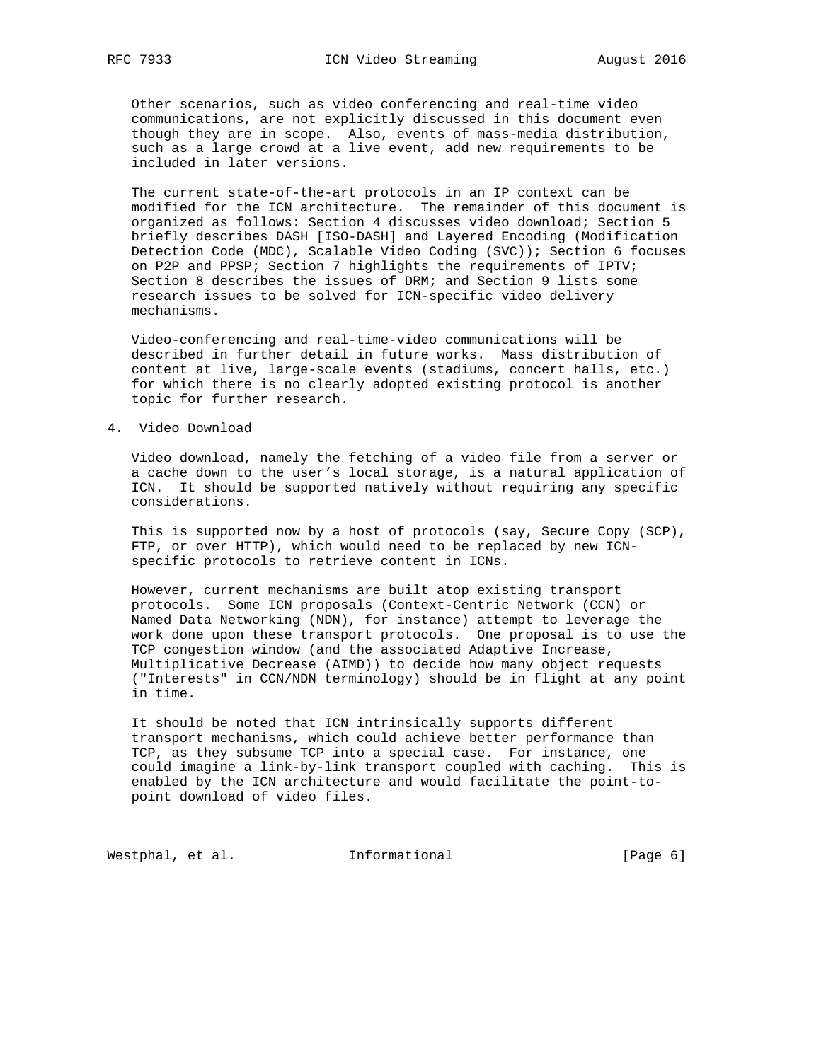Other scenarios, such as video conferencing and real-time video communications, are not explicitly discussed in this document even though they are in scope. Also, events of mass-media distribution, such as a large crowd at a live event, add new requirements to be included in later versions.

The current state-of-the-art protocols in an IP context can be modified for the ICN architecture. The remainder of this document is organized as follows: Section 4 discusses video download; Section 5 briefly describes DASH [ISO-DASH] and Layered Encoding (Modification Detection Code (MDC), Scalable Video Coding (SVC)); Section 6 focuses on P2P and PPSP; Section 7 highlights the requirements of IPTV; Section 8 describes the issues of DRM; and Section 9 lists some research issues to be solved for ICN-specific video delivery mechanisms.

Video-conferencing and real-time-video communications will be described in further detail in future works. Mass distribution of content at live, large-scale events (stadiums, concert halls, etc.) for which there is no clearly adopted existing protocol is another topic for further research.

## 4. Video Download

Video download, namely the fetching of a video file from a server or a cache down to the user's local storage, is a natural application of ICN. It should be supported natively without requiring any specific considerations.

This is supported now by a host of protocols (say, Secure Copy (SCP), FTP, or over HTTP), which would need to be replaced by new ICN-specific protocols to retrieve content in ICNs.

However, current mechanisms are built atop existing transport protocols. Some ICN proposals (Context-Centric Network (CCN) or Named Data Networking (NDN), for instance) attempt to leverage the work done upon these transport protocols. One proposal is to use the TCP congestion window (and the associated Adaptive Increase, Multiplicative Decrease (AIMD)) to decide how many object requests ("Interests" in CCN/NDN terminology) should be in flight at any point in time.

It should be noted that ICN intrinsically supports different transport mechanisms, which could achieve better performance than TCP, as they subsume TCP into a special case. For instance, one could imagine a link-by-link transport coupled with caching. This is enabled by the ICN architecture and would facilitate the point-to-point download of video files.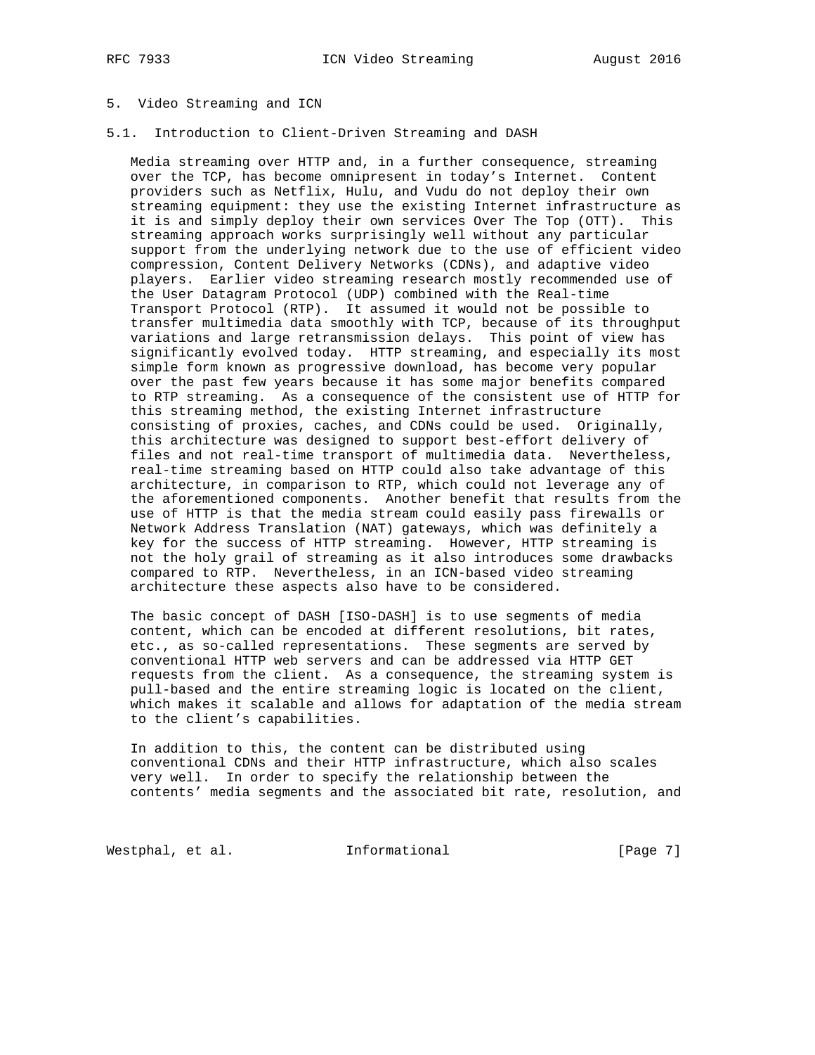## 5. Video Streaming and ICN

### 5.1. Introduction to Client-Driven Streaming and DASH

Media streaming over HTTP and, in a further consequence, streaming over the TCP, has become omnipresent in today's Internet. Content providers such as Netflix, Hulu, and Vudu do not deploy their own streaming equipment: they use the existing Internet infrastructure as it is and simply deploy their own services Over The Top (OTT). This streaming approach works surprisingly well without any particular support from the underlying network due to the use of efficient video compression, Content Delivery Networks (CDNs), and adaptive video players. Earlier video streaming research mostly recommended use of the User Datagram Protocol (UDP) combined with the Real-time Transport Protocol (RTP). It assumed it would not be possible to transfer multimedia data smoothly with TCP, because of its throughput variations and large retransmission delays. This point of view has significantly evolved today. HTTP streaming, and especially its most simple form known as progressive download, has become very popular over the past few years because it has some major benefits compared to RTP streaming. As a consequence of the consistent use of HTTP for this streaming method, the existing Internet infrastructure consisting of proxies, caches, and CDNs could be used. Originally, this architecture was designed to support best-effort delivery of files and not real-time transport of multimedia data. Nevertheless, real-time streaming based on HTTP could also take advantage of this architecture, in comparison to RTP, which could not leverage any of the aforementioned components. Another benefit that results from the use of HTTP is that the media stream could easily pass firewalls or Network Address Translation (NAT) gateways, which was definitely a key for the success of HTTP streaming. However, HTTP streaming is not the holy grail of streaming as it also introduces some drawbacks compared to RTP. Nevertheless, in an ICN-based video streaming architecture these aspects also have to be considered.

The basic concept of DASH [ISO-DASH] is to use segments of media content, which can be encoded at different resolutions, bit rates, etc., as so-called representations. These segments are served by conventional HTTP web servers and can be addressed via HTTP GET requests from the client. As a consequence, the streaming system is pull-based and the entire streaming logic is located on the client, which makes it scalable and allows for adaptation of the media stream to the client's capabilities.

In addition to this, the content can be distributed using conventional CDNs and their HTTP infrastructure, which also scales very well. In order to specify the relationship between the contents' media segments and the associated bit rate, resolution, and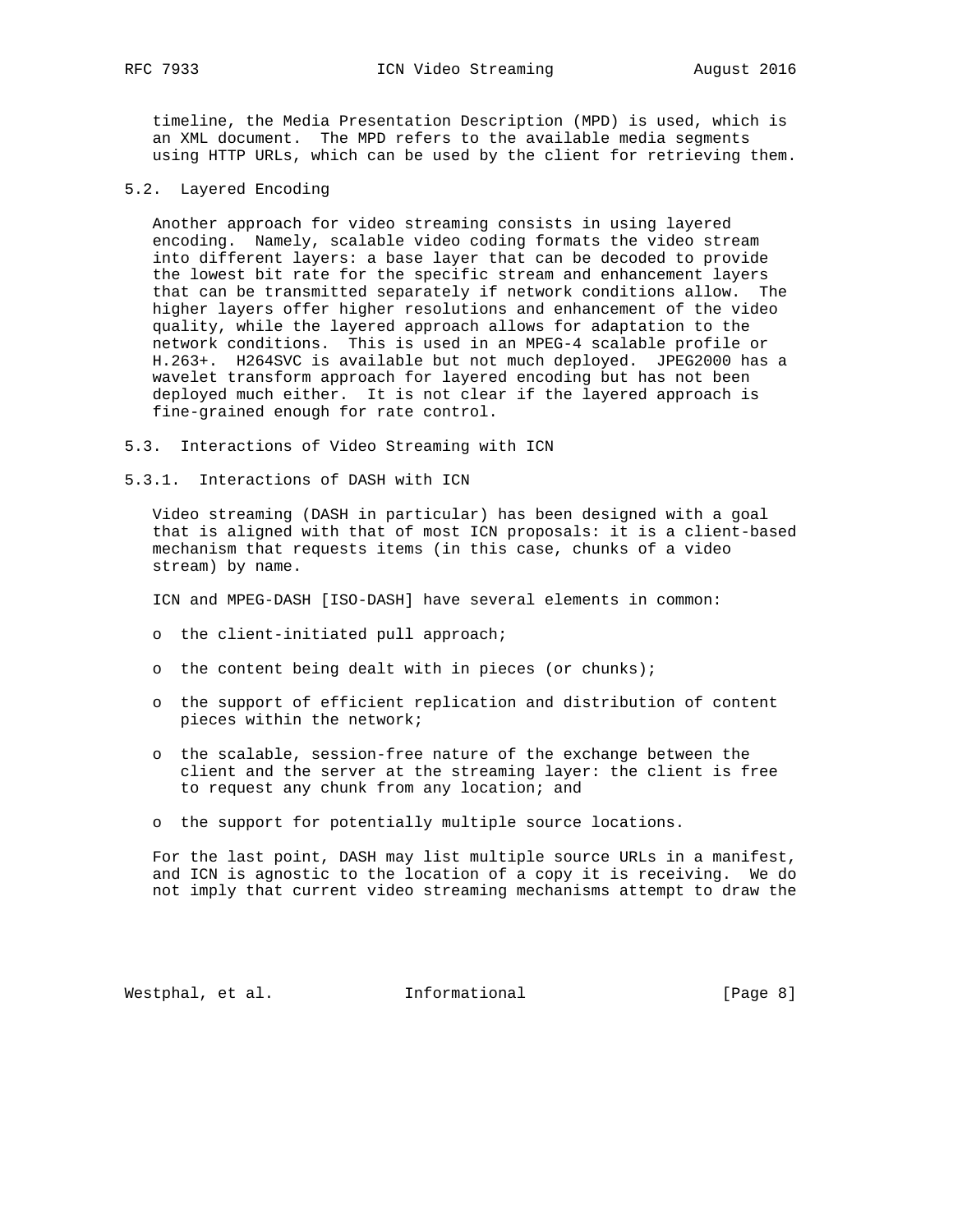timeline, the Media Presentation Description (MPD) is used, which is an XML document. The MPD refers to the available media segments using HTTP URLs, which can be used by the client for retrieving them.

### 5.2. Layered Encoding

Another approach for video streaming consists in using layered encoding. Namely, scalable video coding formats the video stream into different layers: a base layer that can be decoded to provide the lowest bit rate for the specific stream and enhancement layers that can be transmitted separately if network conditions allow. The higher layers offer higher resolutions and enhancement of the video quality, while the layered approach allows for adaptation to the network conditions. This is used in an MPEG-4 scalable profile or H.263+. H264SVC is available but not much deployed. JPEG2000 has a wavelet transform approach for layered encoding but has not been deployed much either. It is not clear if the layered approach is fine-grained enough for rate control.

### 5.3. Interactions of Video Streaming with ICN

#### 5.3.1. Interactions of DASH with ICN

Video streaming (DASH in particular) has been designed with a goal that is aligned with that of most ICN proposals: it is a client-based mechanism that requests items (in this case, chunks of a video stream) by name.

ICN and MPEG-DASH [ISO-DASH] have several elements in common:

- the client-initiated pull approach;
- the content being dealt with in pieces (or chunks);
- the support of efficient replication and distribution of content pieces within the network;
- the scalable, session-free nature of the exchange between the client and the server at the streaming layer: the client is free to request any chunk from any location; and
- the support for potentially multiple source locations.

For the last point, DASH may list multiple source URLs in a manifest, and ICN is agnostic to the location of a copy it is receiving. We do not imply that current video streaming mechanisms attempt to draw the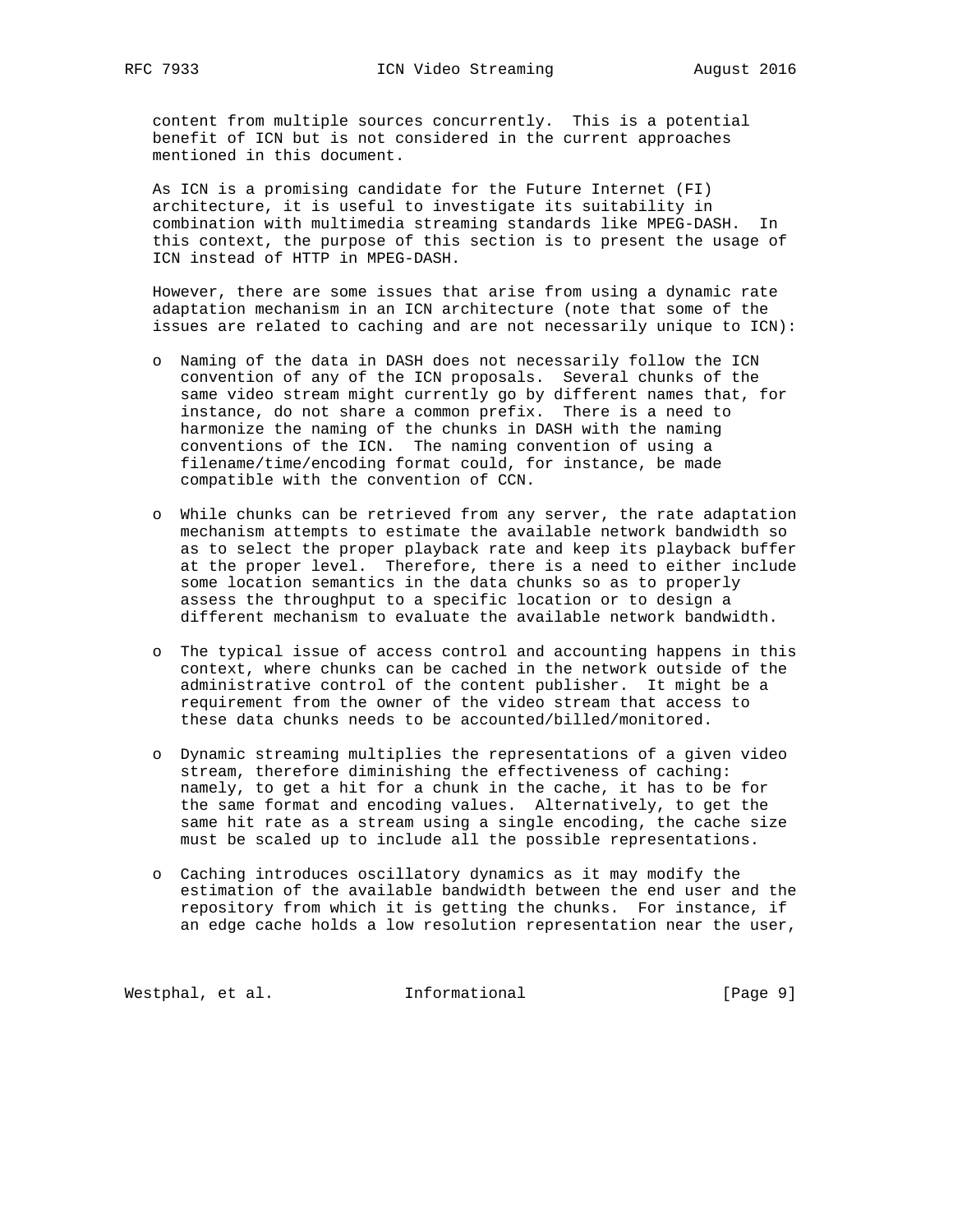content from multiple sources concurrently. This is a potential benefit of ICN but is not considered in the current approaches mentioned in this document.

As ICN is a promising candidate for the Future Internet (FI) architecture, it is useful to investigate its suitability in combination with multimedia streaming standards like MPEG-DASH. In this context, the purpose of this section is to present the usage of ICN instead of HTTP in MPEG-DASH.

However, there are some issues that arise from using a dynamic rate adaptation mechanism in an ICN architecture (note that some of the issues are related to caching and are not necessarily unique to ICN):

- Naming of the data in DASH does not necessarily follow the ICN convention of any of the ICN proposals. Several chunks of the same video stream might currently go by different names that, for instance, do not share a common prefix. There is a need to harmonize the naming of the chunks in DASH with the naming conventions of the ICN. The naming convention of using a filename/time/encoding format could, for instance, be made compatible with the convention of CCN.

- While chunks can be retrieved from any server, the rate adaptation mechanism attempts to estimate the available network bandwidth so as to select the proper playback rate and keep its playback buffer at the proper level. Therefore, there is a need to either include some location semantics in the data chunks so as to properly assess the throughput to a specific location or to design a different mechanism to evaluate the available network bandwidth.

- The typical issue of access control and accounting happens in this context, where chunks can be cached in the network outside of the administrative control of the content publisher. It might be a requirement from the owner of the video stream that access to these data chunks needs to be accounted/billed/monitored.

- Dynamic streaming multiplies the representations of a given video stream, therefore diminishing the effectiveness of caching: namely, to get a hit for a chunk in the cache, it has to be for the same format and encoding values. Alternatively, to get the same hit rate as a stream using a single encoding, the cache size must be scaled up to include all the possible representations.

- Caching introduces oscillatory dynamics as it may modify the estimation of the available bandwidth between the end user and the repository from which it is getting the chunks. For instance, if an edge cache holds a low resolution representation near the user,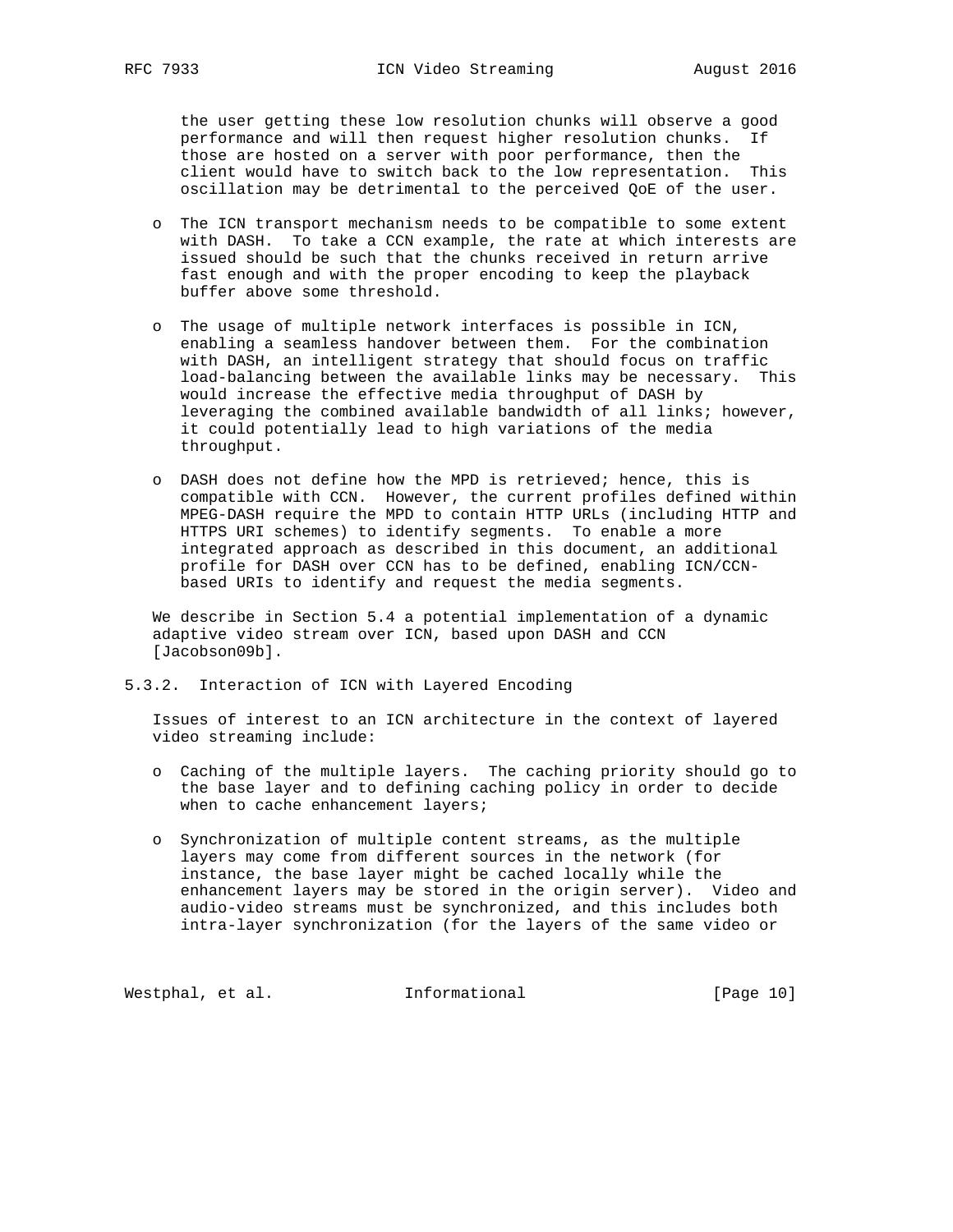the user getting these low resolution chunks will observe a good performance and will then request higher resolution chunks. If those are hosted on a server with poor performance, then the client would have to switch back to the low representation. This oscillation may be detrimental to the perceived QoE of the user.

- The ICN transport mechanism needs to be compatible to some extent with DASH. To take a CCN example, the rate at which interests are issued should be such that the chunks received in return arrive fast enough and with the proper encoding to keep the playback buffer above some threshold.

- The usage of multiple network interfaces is possible in ICN, enabling a seamless handover between them. For the combination with DASH, an intelligent strategy that should focus on traffic load-balancing between the available links may be necessary. This would increase the effective media throughput of DASH by leveraging the combined available bandwidth of all links; however, it could potentially lead to high variations of the media throughput.

- DASH does not define how the MPD is retrieved; hence, this is compatible with CCN. However, the current profiles defined within MPEG-DASH require the MPD to contain HTTP URLs (including HTTP and HTTPS URI schemes) to identify segments. To enable a more integrated approach as described in this document, an additional profile for DASH over CCN has to be defined, enabling ICN/CCN-based URIs to identify and request the media segments.

We describe in Section 5.4 a potential implementation of a dynamic adaptive video stream over ICN, based upon DASH and CCN [Jacobson09b].

### 5.3.2. Interaction of ICN with Layered Encoding

Issues of interest to an ICN architecture in the context of layered video streaming include:

- Caching of the multiple layers. The caching priority should go to the base layer and to defining caching policy in order to decide when to cache enhancement layers;

- Synchronization of multiple content streams, as the multiple layers may come from different sources in the network (for instance, the base layer might be cached locally while the enhancement layers may be stored in the origin server). Video and audio-video streams must be synchronized, and this includes both intra-layer synchronization (for the layers of the same video or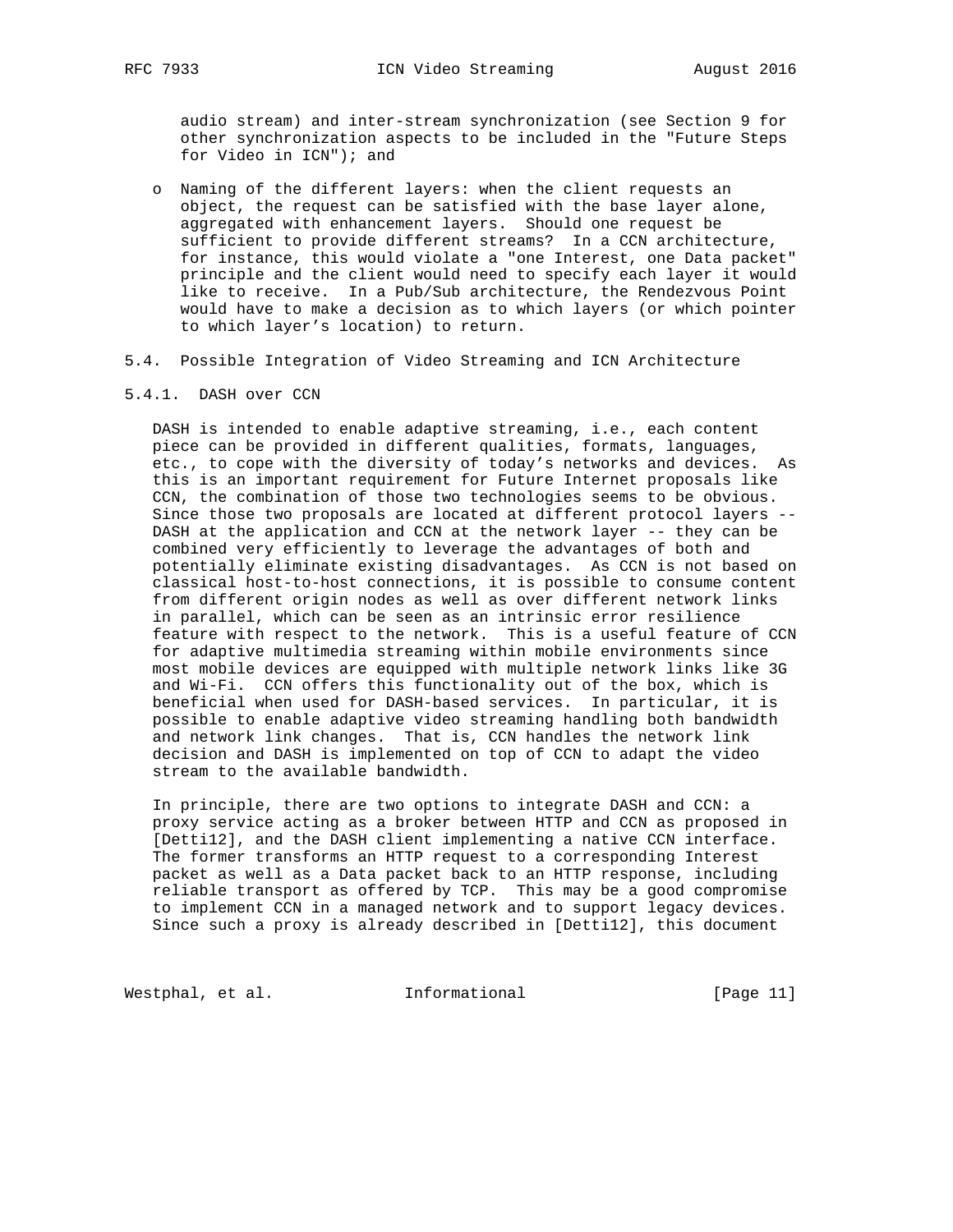audio stream) and inter-stream synchronization (see Section 9 for other synchronization aspects to be included in the "Future Steps for Video in ICN"); and

- Naming of the different layers: when the client requests an object, the request can be satisfied with the base layer alone, aggregated with enhancement layers. Should one request be sufficient to provide different streams? In a CCN architecture, for instance, this would violate a "one Interest, one Data packet" principle and the client would need to specify each layer it would like to receive. In a Pub/Sub architecture, the Rendezvous Point would have to make a decision as to which layers (or which pointer to which layer's location) to return.

## 5.4. Possible Integration of Video Streaming and ICN Architecture

### 5.4.1. DASH over CCN

DASH is intended to enable adaptive streaming, i.e., each content piece can be provided in different qualities, formats, languages, etc., to cope with the diversity of today's networks and devices. As this is an important requirement for Future Internet proposals like CCN, the combination of those two technologies seems to be obvious. Since those two proposals are located at different protocol layers -- DASH at the application and CCN at the network layer -- they can be combined very efficiently to leverage the advantages of both and potentially eliminate existing disadvantages. As CCN is not based on classical host-to-host connections, it is possible to consume content from different origin nodes as well as over different network links in parallel, which can be seen as an intrinsic error resilience feature with respect to the network. This is a useful feature of CCN for adaptive multimedia streaming within mobile environments since most mobile devices are equipped with multiple network links like 3G and Wi-Fi. CCN offers this functionality out of the box, which is beneficial when used for DASH-based services. In particular, it is possible to enable adaptive video streaming handling both bandwidth and network link changes. That is, CCN handles the network link decision and DASH is implemented on top of CCN to adapt the video stream to the available bandwidth.

In principle, there are two options to integrate DASH and CCN: a proxy service acting as a broker between HTTP and CCN as proposed in [Detti12], and the DASH client implementing a native CCN interface. The former transforms an HTTP request to a corresponding Interest packet as well as a Data packet back to an HTTP response, including reliable transport as offered by TCP. This may be a good compromise to implement CCN in a managed network and to support legacy devices. Since such a proxy is already described in [Detti12], this document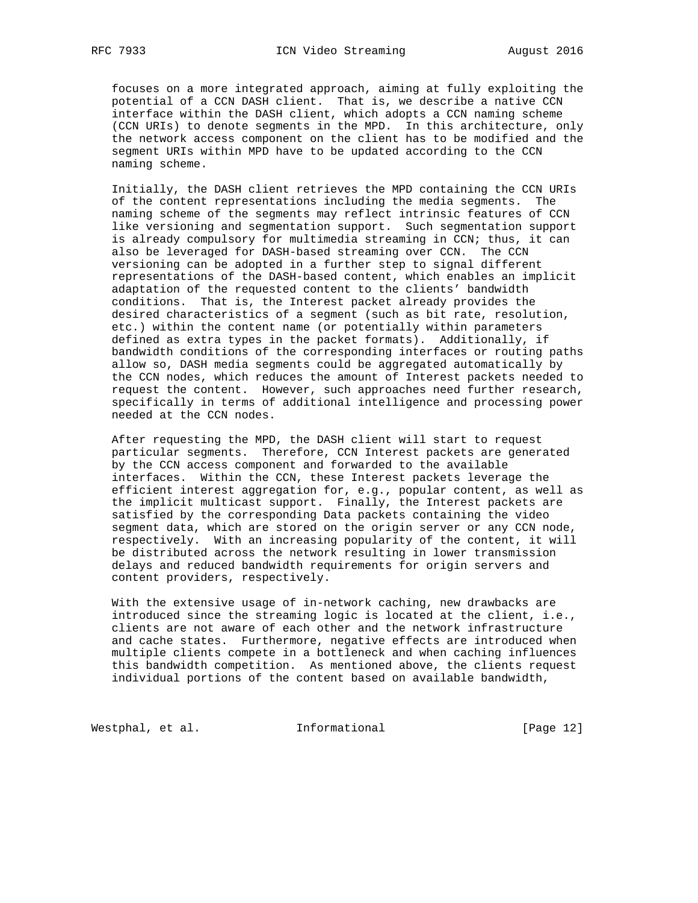focuses on a more integrated approach, aiming at fully exploiting the potential of a CCN DASH client. That is, we describe a native CCN interface within the DASH client, which adopts a CCN naming scheme (CCN URIs) to denote segments in the MPD. In this architecture, only the network access component on the client has to be modified and the segment URIs within MPD have to be updated according to the CCN naming scheme.

Initially, the DASH client retrieves the MPD containing the CCN URIs of the content representations including the media segments. The naming scheme of the segments may reflect intrinsic features of CCN like versioning and segmentation support. Such segmentation support is already compulsory for multimedia streaming in CCN; thus, it can also be leveraged for DASH-based streaming over CCN. The CCN versioning can be adopted in a further step to signal different representations of the DASH-based content, which enables an implicit adaptation of the requested content to the clients' bandwidth conditions. That is, the Interest packet already provides the desired characteristics of a segment (such as bit rate, resolution, etc.) within the content name (or potentially within parameters defined as extra types in the packet formats). Additionally, if bandwidth conditions of the corresponding interfaces or routing paths allow so, DASH media segments could be aggregated automatically by the CCN nodes, which reduces the amount of Interest packets needed to request the content. However, such approaches need further research, specifically in terms of additional intelligence and processing power needed at the CCN nodes.

After requesting the MPD, the DASH client will start to request particular segments. Therefore, CCN Interest packets are generated by the CCN access component and forwarded to the available interfaces. Within the CCN, these Interest packets leverage the efficient interest aggregation for, e.g., popular content, as well as the implicit multicast support. Finally, the Interest packets are satisfied by the corresponding Data packets containing the video segment data, which are stored on the origin server or any CCN node, respectively. With an increasing popularity of the content, it will be distributed across the network resulting in lower transmission delays and reduced bandwidth requirements for origin servers and content providers, respectively.

With the extensive usage of in-network caching, new drawbacks are introduced since the streaming logic is located at the client, i.e., clients are not aware of each other and the network infrastructure and cache states. Furthermore, negative effects are introduced when multiple clients compete in a bottleneck and when caching influences this bandwidth competition. As mentioned above, the clients request individual portions of the content based on available bandwidth,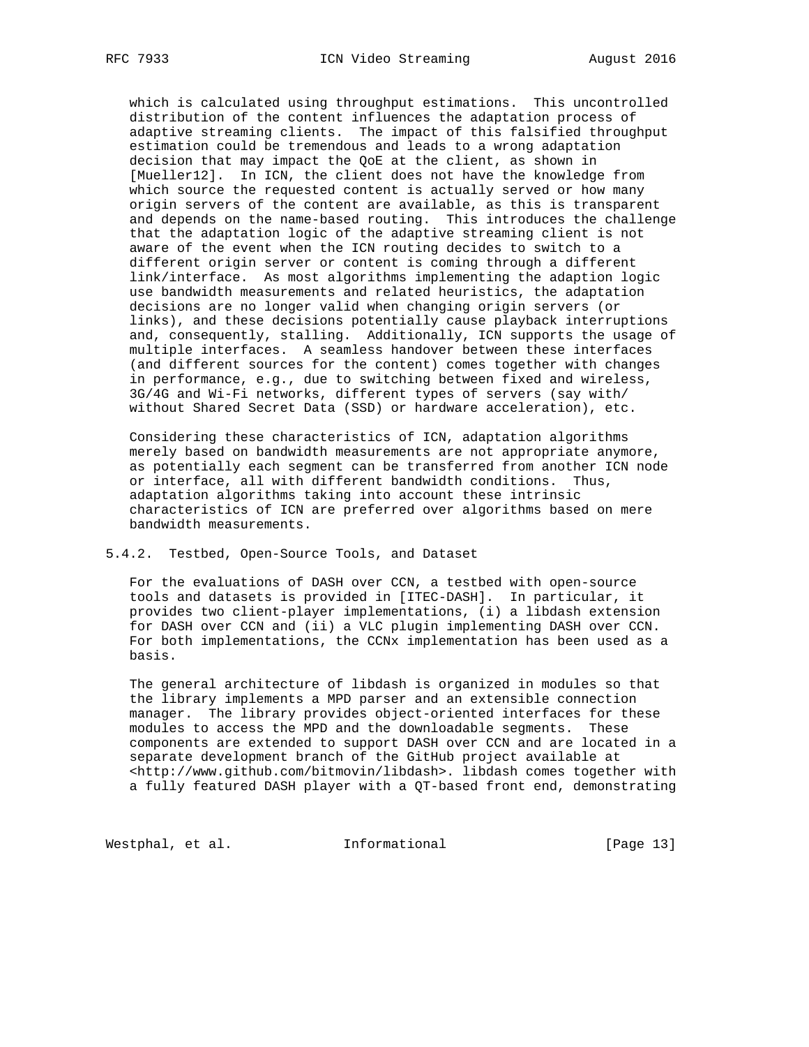which is calculated using throughput estimations. This uncontrolled distribution of the content influences the adaptation process of adaptive streaming clients. The impact of this falsified throughput estimation could be tremendous and leads to a wrong adaptation decision that may impact the QoE at the client, as shown in [Mueller12]. In ICN, the client does not have the knowledge from which source the requested content is actually served or how many origin servers of the content are available, as this is transparent and depends on the name-based routing. This introduces the challenge that the adaptation logic of the adaptive streaming client is not aware of the event when the ICN routing decides to switch to a different origin server or content is coming through a different link/interface. As most algorithms implementing the adaption logic use bandwidth measurements and related heuristics, the adaptation decisions are no longer valid when changing origin servers (or links), and these decisions potentially cause playback interruptions and, consequently, stalling. Additionally, ICN supports the usage of multiple interfaces. A seamless handover between these interfaces (and different sources for the content) comes together with changes in performance, e.g., due to switching between fixed and wireless, 3G/4G and Wi-Fi networks, different types of servers (say with/ without Shared Secret Data (SSD) or hardware acceleration), etc.

Considering these characteristics of ICN, adaptation algorithms merely based on bandwidth measurements are not appropriate anymore, as potentially each segment can be transferred from another ICN node or interface, all with different bandwidth conditions. Thus, adaptation algorithms taking into account these intrinsic characteristics of ICN are preferred over algorithms based on mere bandwidth measurements.

### 5.4.2. Testbed, Open-Source Tools, and Dataset

For the evaluations of DASH over CCN, a testbed with open-source tools and datasets is provided in [ITEC-DASH]. In particular, it provides two client-player implementations, (i) a libdash extension for DASH over CCN and (ii) a VLC plugin implementing DASH over CCN. For both implementations, the CCNx implementation has been used as a basis.

The general architecture of libdash is organized in modules so that the library implements a MPD parser and an extensible connection manager. The library provides object-oriented interfaces for these modules to access the MPD and the downloadable segments. These components are extended to support DASH over CCN and are located in a separate development branch of the GitHub project available at <http://www.github.com/bitmovin/libdash>. libdash comes together with a fully featured DASH player with a QT-based front end, demonstrating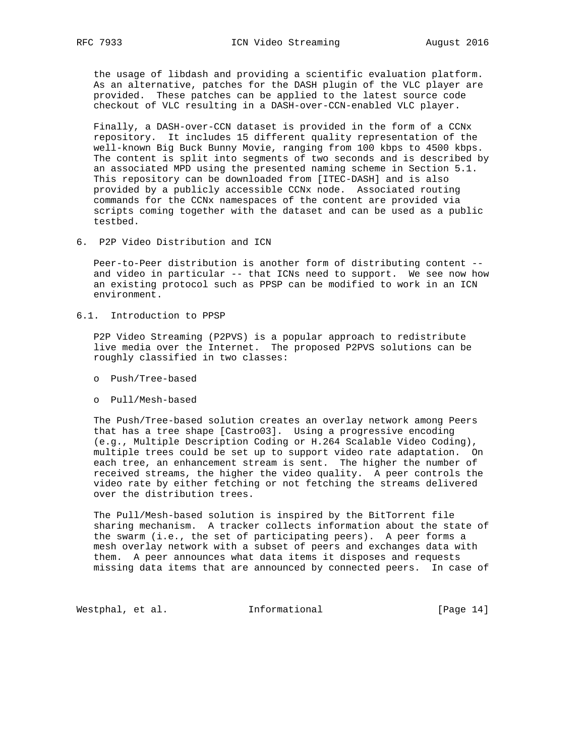the usage of libdash and providing a scientific evaluation platform. As an alternative, patches for the DASH plugin of the VLC player are provided. These patches can be applied to the latest source code checkout of VLC resulting in a DASH-over-CCN-enabled VLC player.

Finally, a DASH-over-CCN dataset is provided in the form of a CCNx repository. It includes 15 different quality representation of the well-known Big Buck Bunny Movie, ranging from 100 kbps to 4500 kbps. The content is split into segments of two seconds and is described by an associated MPD using the presented naming scheme in Section 5.1. This repository can be downloaded from [ITEC-DASH] and is also provided by a publicly accessible CCNx node. Associated routing commands for the CCNx namespaces of the content are provided via scripts coming together with the dataset and can be used as a public testbed.

## 6. P2P Video Distribution and ICN

Peer-to-Peer distribution is another form of distributing content -- and video in particular -- that ICNs need to support. We see now how an existing protocol such as PPSP can be modified to work in an ICN environment.

### 6.1. Introduction to PPSP

P2P Video Streaming (P2PVS) is a popular approach to redistribute live media over the Internet. The proposed P2PVS solutions can be roughly classified in two classes:

- Push/Tree-based
- Pull/Mesh-based

The Push/Tree-based solution creates an overlay network among Peers that has a tree shape [Castro03]. Using a progressive encoding (e.g., Multiple Description Coding or H.264 Scalable Video Coding), multiple trees could be set up to support video rate adaptation. On each tree, an enhancement stream is sent. The higher the number of received streams, the higher the video quality. A peer controls the video rate by either fetching or not fetching the streams delivered over the distribution trees.

The Pull/Mesh-based solution is inspired by the BitTorrent file sharing mechanism. A tracker collects information about the state of the swarm (i.e., the set of participating peers). A peer forms a mesh overlay network with a subset of peers and exchanges data with them. A peer announces what data items it disposes and requests missing data items that are announced by connected peers. In case of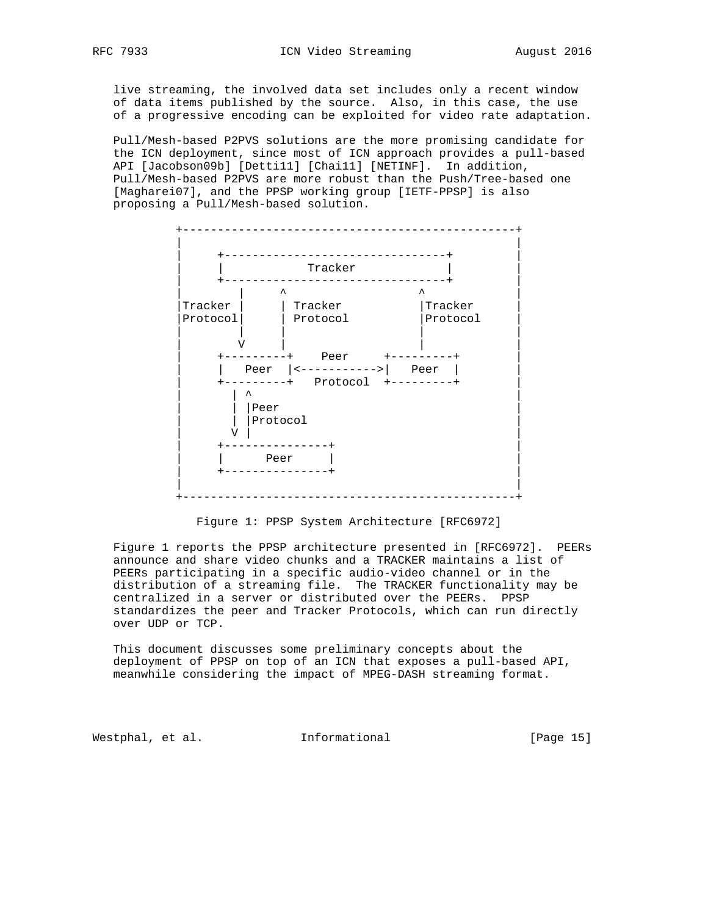live streaming, the involved data set includes only a recent window of data items published by the source. Also, in this case, the use of a progressive encoding can be exploited for video rate adaptation.

Pull/Mesh-based P2PVS solutions are the more promising candidate for the ICN deployment, since most of ICN approach provides a pull-based API [Jacobson09b] [Detti11] [Chai11] [NETINF]. In addition, Pull/Mesh-based P2PVS are more robust than the Push/Tree-based one [Magharei07], and the PPSP working group [IETF-PPSP] is also proposing a Pull/Mesh-based solution.

```
+------------------------------------------------+
|                                                |
|     +--------------------------------+         |
|     |            Tracker             |         |
|     +--------------------------------+         |
|        |     ^                  ^              |
|Tracker |     | Tracker          |Tracker       |
|Protocol|     | Protocol         |Protocol      |
|        |     |                  |              |
|        V     |                  |              |
|     +---------+    Peer     +---------+       |
|     |   Peer  |<----------->|   Peer  |       |
|     +---------+   Protocol  +---------+       |
|       | ^                                      |
|       | |Peer                                  |
|       | |Protocol                              |
|       V |                                      |
|     +---------------+                          |
|     |      Peer     |                          |
|     +---------------+                          |
|                                                |
+------------------------------------------------+
```

Figure 1: PPSP System Architecture [RFC6972]

Figure 1 reports the PPSP architecture presented in [RFC6972]. PEERs announce and share video chunks and a TRACKER maintains a list of PEERs participating in a specific audio-video channel or in the distribution of a streaming file. The TRACKER functionality may be centralized in a server or distributed over the PEERs. PPSP standardizes the peer and Tracker Protocols, which can run directly over UDP or TCP.

This document discusses some preliminary concepts about the deployment of PPSP on top of an ICN that exposes a pull-based API, meanwhile considering the impact of MPEG-DASH streaming format.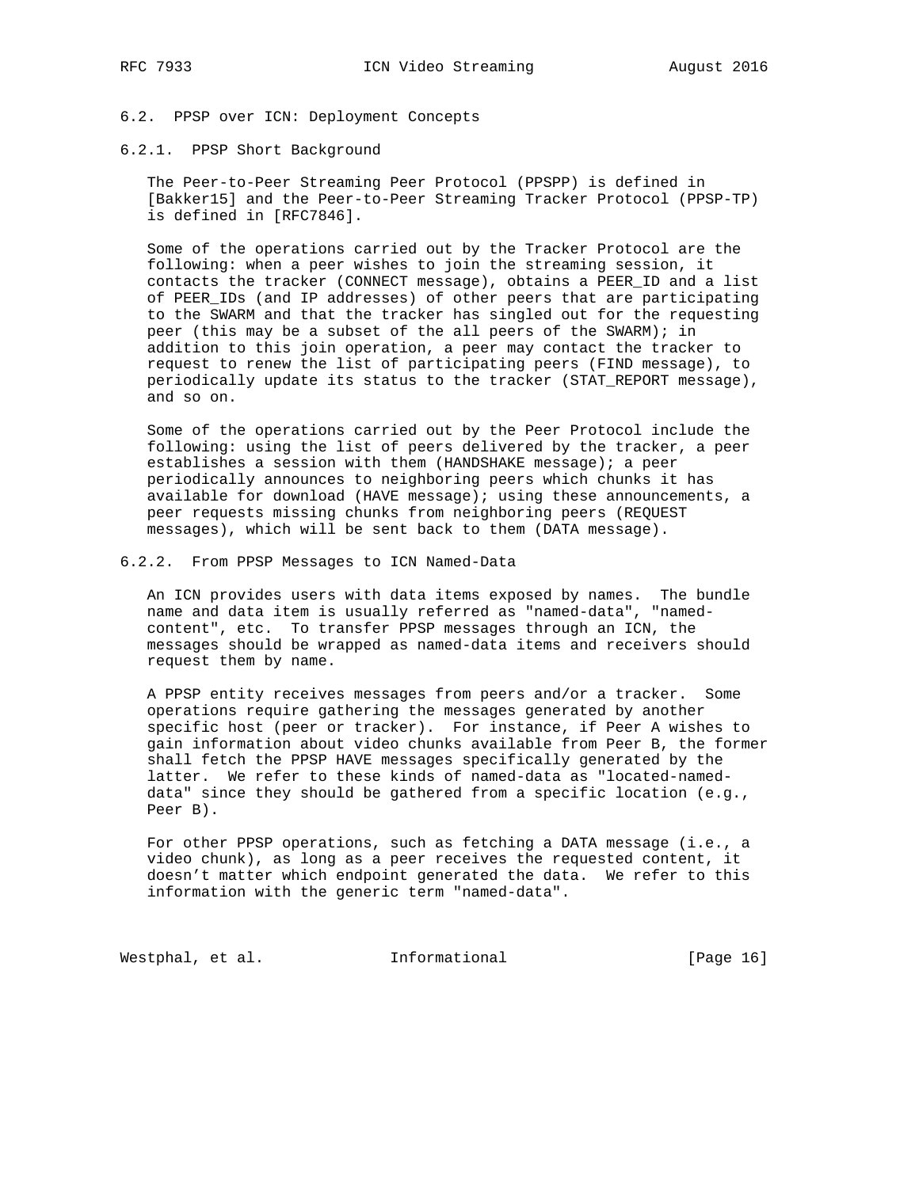### 6.2. PPSP over ICN: Deployment Concepts

#### 6.2.1. PPSP Short Background

The Peer-to-Peer Streaming Peer Protocol (PPSPP) is defined in [Bakker15] and the Peer-to-Peer Streaming Tracker Protocol (PPSP-TP) is defined in [RFC7846].

Some of the operations carried out by the Tracker Protocol are the following: when a peer wishes to join the streaming session, it contacts the tracker (CONNECT message), obtains a PEER_ID and a list of PEER_IDs (and IP addresses) of other peers that are participating to the SWARM and that the tracker has singled out for the requesting peer (this may be a subset of the all peers of the SWARM); in addition to this join operation, a peer may contact the tracker to request to renew the list of participating peers (FIND message), to periodically update its status to the tracker (STAT_REPORT message), and so on.

Some of the operations carried out by the Peer Protocol include the following: using the list of peers delivered by the tracker, a peer establishes a session with them (HANDSHAKE message); a peer periodically announces to neighboring peers which chunks it has available for download (HAVE message); using these announcements, a peer requests missing chunks from neighboring peers (REQUEST messages), which will be sent back to them (DATA message).

#### 6.2.2. From PPSP Messages to ICN Named-Data

An ICN provides users with data items exposed by names. The bundle name and data item is usually referred as "named-data", "named-content", etc. To transfer PPSP messages through an ICN, the messages should be wrapped as named-data items and receivers should request them by name.

A PPSP entity receives messages from peers and/or a tracker. Some operations require gathering the messages generated by another specific host (peer or tracker). For instance, if Peer A wishes to gain information about video chunks available from Peer B, the former shall fetch the PPSP HAVE messages specifically generated by the latter. We refer to these kinds of named-data as "located-named-data" since they should be gathered from a specific location (e.g., Peer B).

For other PPSP operations, such as fetching a DATA message (i.e., a video chunk), as long as a peer receives the requested content, it doesn’t matter which endpoint generated the data. We refer to this information with the generic term "named-data".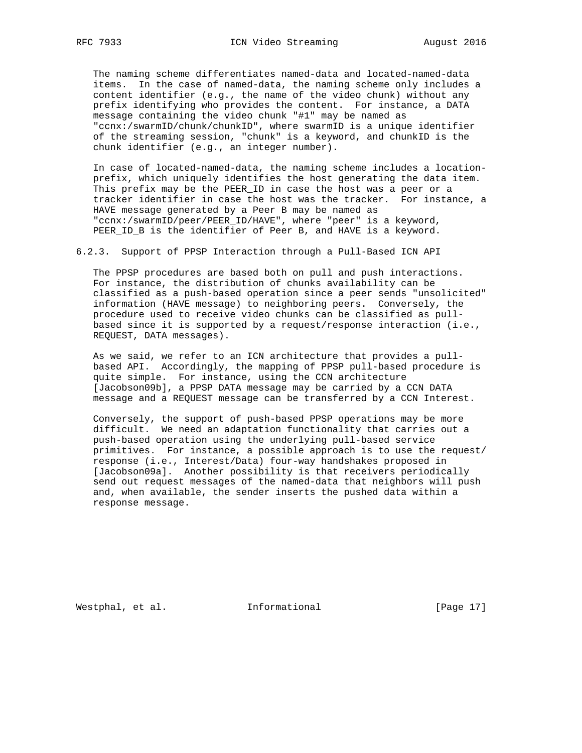The naming scheme differentiates named-data and located-named-data items. In the case of named-data, the naming scheme only includes a content identifier (e.g., the name of the video chunk) without any prefix identifying who provides the content. For instance, a DATA message containing the video chunk "#1" may be named as "ccnx:/swarmID/chunk/chunkID", where swarmID is a unique identifier of the streaming session, "chunk" is a keyword, and chunkID is the chunk identifier (e.g., an integer number).

In case of located-named-data, the naming scheme includes a location-prefix, which uniquely identifies the host generating the data item. This prefix may be the PEER_ID in case the host was a peer or a tracker identifier in case the host was the tracker. For instance, a HAVE message generated by a Peer B may be named as "ccnx:/swarmID/peer/PEER_ID/HAVE", where "peer" is a keyword, PEER_ID_B is the identifier of Peer B, and HAVE is a keyword.

### 6.2.3. Support of PPSP Interaction through a Pull-Based ICN API

The PPSP procedures are based both on pull and push interactions. For instance, the distribution of chunks availability can be classified as a push-based operation since a peer sends "unsolicited" information (HAVE message) to neighboring peers. Conversely, the procedure used to receive video chunks can be classified as pull-based since it is supported by a request/response interaction (i.e., REQUEST, DATA messages).

As we said, we refer to an ICN architecture that provides a pull-based API. Accordingly, the mapping of PPSP pull-based procedure is quite simple. For instance, using the CCN architecture [Jacobson09b], a PPSP DATA message may be carried by a CCN DATA message and a REQUEST message can be transferred by a CCN Interest.

Conversely, the support of push-based PPSP operations may be more difficult. We need an adaptation functionality that carries out a push-based operation using the underlying pull-based service primitives. For instance, a possible approach is to use the request/response (i.e., Interest/Data) four-way handshakes proposed in [Jacobson09a]. Another possibility is that receivers periodically send out request messages of the named-data that neighbors will push and, when available, the sender inserts the pushed data within a response message.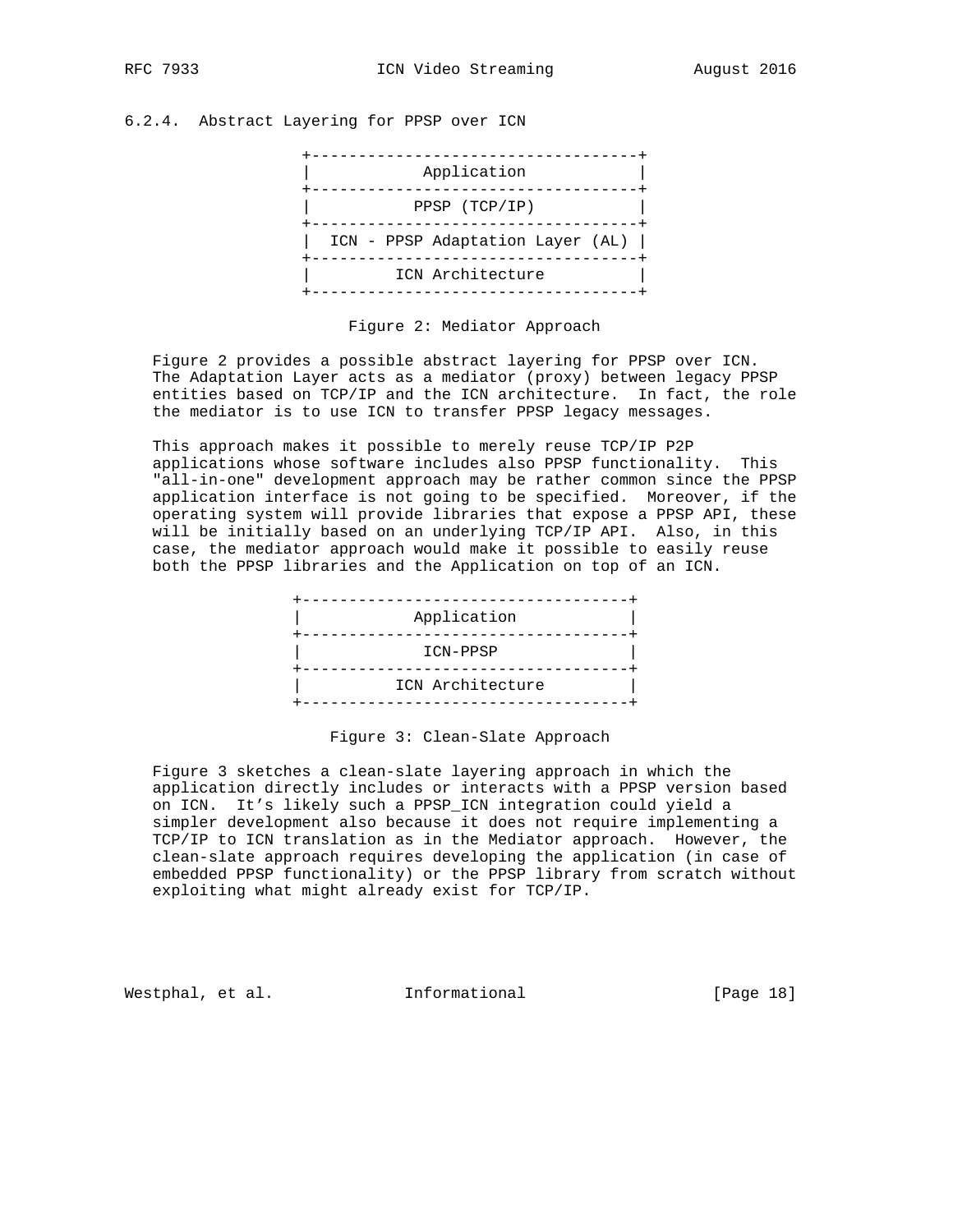### 6.2.4. Abstract Layering for PPSP over ICN

```
+-----------------------------------+
|            Application            |
+-----------------------------------+
|           PPSP (TCP/IP)           |
+-----------------------------------+
| ICN - PPSP Adaptation Layer (AL)  |
+-----------------------------------+
|          ICN Architecture         |
+-----------------------------------+
```

Figure 2: Mediator Approach

Figure 2 provides a possible abstract layering for PPSP over ICN. The Adaptation Layer acts as a mediator (proxy) between legacy PPSP entities based on TCP/IP and the ICN architecture. In fact, the role the mediator is to use ICN to transfer PPSP legacy messages.

This approach makes it possible to merely reuse TCP/IP P2P applications whose software includes also PPSP functionality. This "all-in-one" development approach may be rather common since the PPSP application interface is not going to be specified. Moreover, if the operating system will provide libraries that expose a PPSP API, these will be initially based on an underlying TCP/IP API. Also, in this case, the mediator approach would make it possible to easily reuse both the PPSP libraries and the Application on top of an ICN.

```
+-----------------------------------+
|            Application            |
+-----------------------------------+
|              ICN-PPSP             |
+-----------------------------------+
|          ICN Architecture         |
+-----------------------------------+
```

Figure 3: Clean-Slate Approach

Figure 3 sketches a clean-slate layering approach in which the application directly includes or interacts with a PPSP version based on ICN. It’s likely such a PPSP_ICN integration could yield a simpler development also because it does not require implementing a TCP/IP to ICN translation as in the Mediator approach. However, the clean-slate approach requires developing the application (in case of embedded PPSP functionality) or the PPSP library from scratch without exploiting what might already exist for TCP/IP.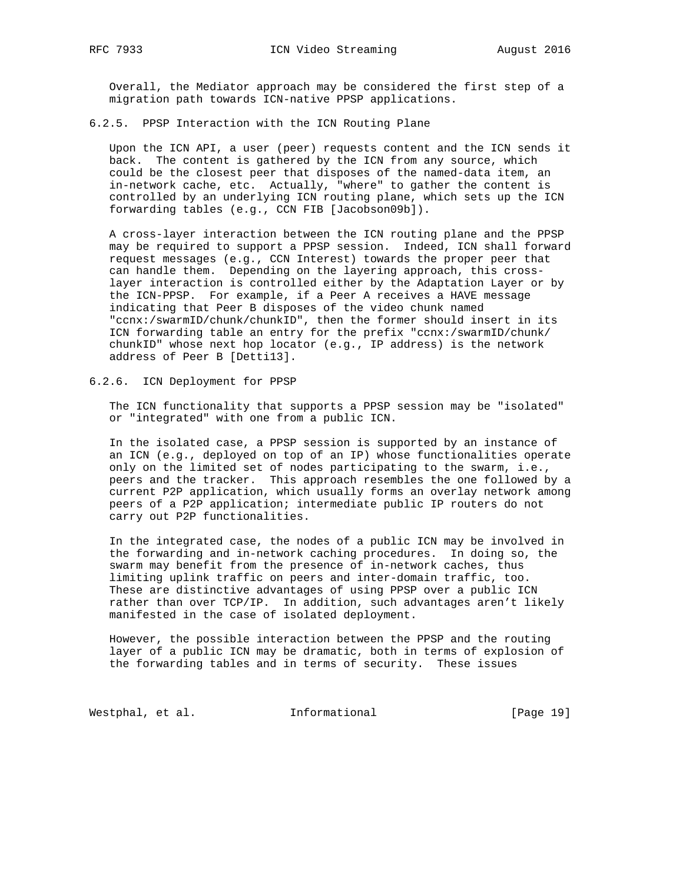Overall, the Mediator approach may be considered the first step of a migration path towards ICN-native PPSP applications.

### 6.2.5. PPSP Interaction with the ICN Routing Plane

Upon the ICN API, a user (peer) requests content and the ICN sends it back. The content is gathered by the ICN from any source, which could be the closest peer that disposes of the named-data item, an in-network cache, etc. Actually, "where" to gather the content is controlled by an underlying ICN routing plane, which sets up the ICN forwarding tables (e.g., CCN FIB [Jacobson09b]).

A cross-layer interaction between the ICN routing plane and the PPSP may be required to support a PPSP session. Indeed, ICN shall forward request messages (e.g., CCN Interest) towards the proper peer that can handle them. Depending on the layering approach, this cross-layer interaction is controlled either by the Adaptation Layer or by the ICN-PPSP. For example, if a Peer A receives a HAVE message indicating that Peer B disposes of the video chunk named "ccnx:/swarmID/chunk/chunkID", then the former should insert in its ICN forwarding table an entry for the prefix "ccnx:/swarmID/chunk/chunkID" whose next hop locator (e.g., IP address) is the network address of Peer B [Detti13].

### 6.2.6. ICN Deployment for PPSP

The ICN functionality that supports a PPSP session may be "isolated" or "integrated" with one from a public ICN.

In the isolated case, a PPSP session is supported by an instance of an ICN (e.g., deployed on top of an IP) whose functionalities operate only on the limited set of nodes participating to the swarm, i.e., peers and the tracker. This approach resembles the one followed by a current P2P application, which usually forms an overlay network among peers of a P2P application; intermediate public IP routers do not carry out P2P functionalities.

In the integrated case, the nodes of a public ICN may be involved in the forwarding and in-network caching procedures. In doing so, the swarm may benefit from the presence of in-network caches, thus limiting uplink traffic on peers and inter-domain traffic, too. These are distinctive advantages of using PPSP over a public ICN rather than over TCP/IP. In addition, such advantages aren't likely manifested in the case of isolated deployment.

However, the possible interaction between the PPSP and the routing layer of a public ICN may be dramatic, both in terms of explosion of the forwarding tables and in terms of security. These issues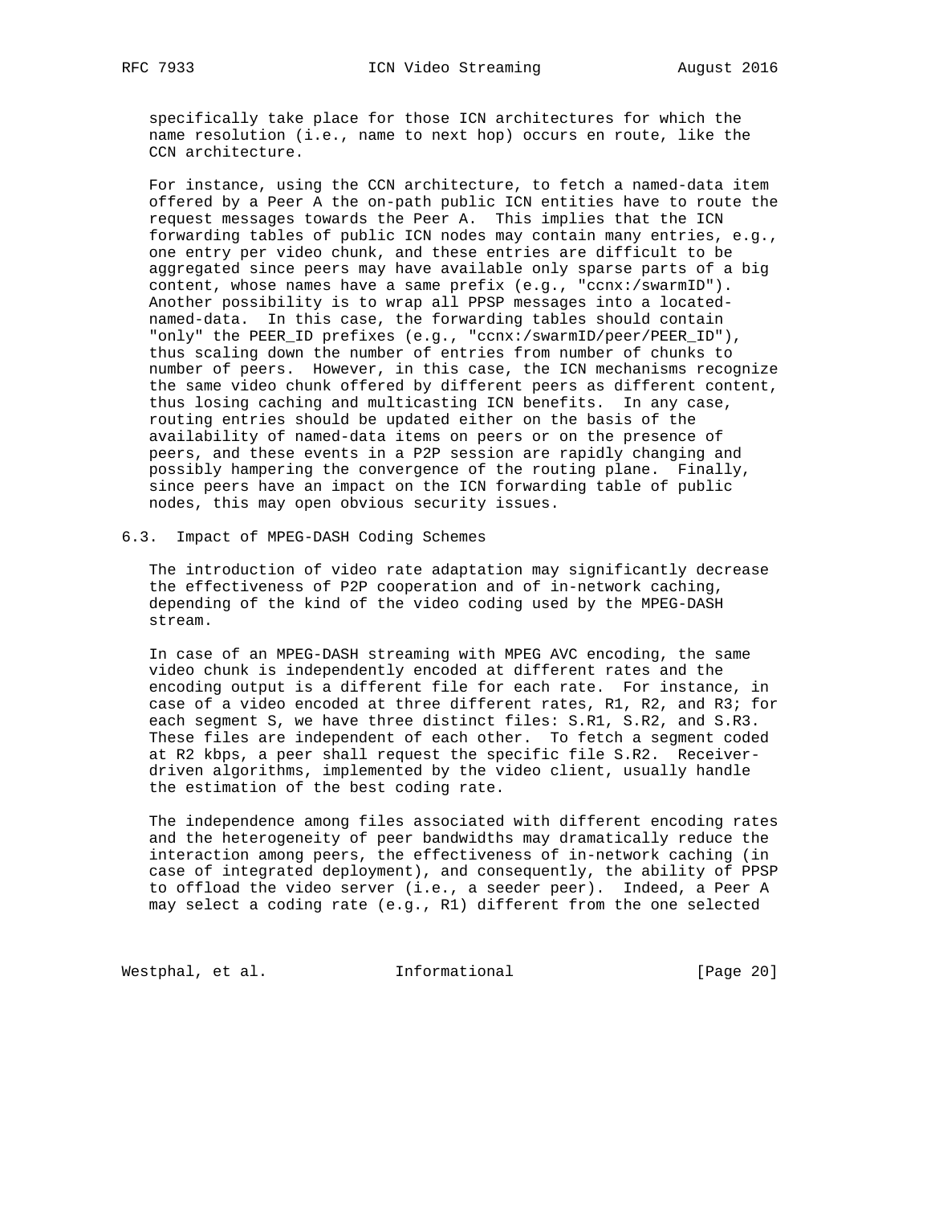specifically take place for those ICN architectures for which the name resolution (i.e., name to next hop) occurs en route, like the CCN architecture.

For instance, using the CCN architecture, to fetch a named-data item offered by a Peer A the on-path public ICN entities have to route the request messages towards the Peer A. This implies that the ICN forwarding tables of public ICN nodes may contain many entries, e.g., one entry per video chunk, and these entries are difficult to be aggregated since peers may have available only sparse parts of a big content, whose names have a same prefix (e.g., "ccnx:/swarmID"). Another possibility is to wrap all PPSP messages into a located-named-data. In this case, the forwarding tables should contain "only" the PEER_ID prefixes (e.g., "ccnx:/swarmID/peer/PEER_ID"), thus scaling down the number of entries from number of chunks to number of peers. However, in this case, the ICN mechanisms recognize the same video chunk offered by different peers as different content, thus losing caching and multicasting ICN benefits. In any case, routing entries should be updated either on the basis of the availability of named-data items on peers or on the presence of peers, and these events in a P2P session are rapidly changing and possibly hampering the convergence of the routing plane. Finally, since peers have an impact on the ICN forwarding table of public nodes, this may open obvious security issues.

## 6.3. Impact of MPEG-DASH Coding Schemes

The introduction of video rate adaptation may significantly decrease the effectiveness of P2P cooperation and of in-network caching, depending of the kind of the video coding used by the MPEG-DASH stream.

In case of an MPEG-DASH streaming with MPEG AVC encoding, the same video chunk is independently encoded at different rates and the encoding output is a different file for each rate. For instance, in case of a video encoded at three different rates, R1, R2, and R3; for each segment S, we have three distinct files: S.R1, S.R2, and S.R3. These files are independent of each other. To fetch a segment coded at R2 kbps, a peer shall request the specific file S.R2. Receiver-driven algorithms, implemented by the video client, usually handle the estimation of the best coding rate.

The independence among files associated with different encoding rates and the heterogeneity of peer bandwidths may dramatically reduce the interaction among peers, the effectiveness of in-network caching (in case of integrated deployment), and consequently, the ability of PPSP to offload the video server (i.e., a seeder peer). Indeed, a Peer A may select a coding rate (e.g., R1) different from the one selected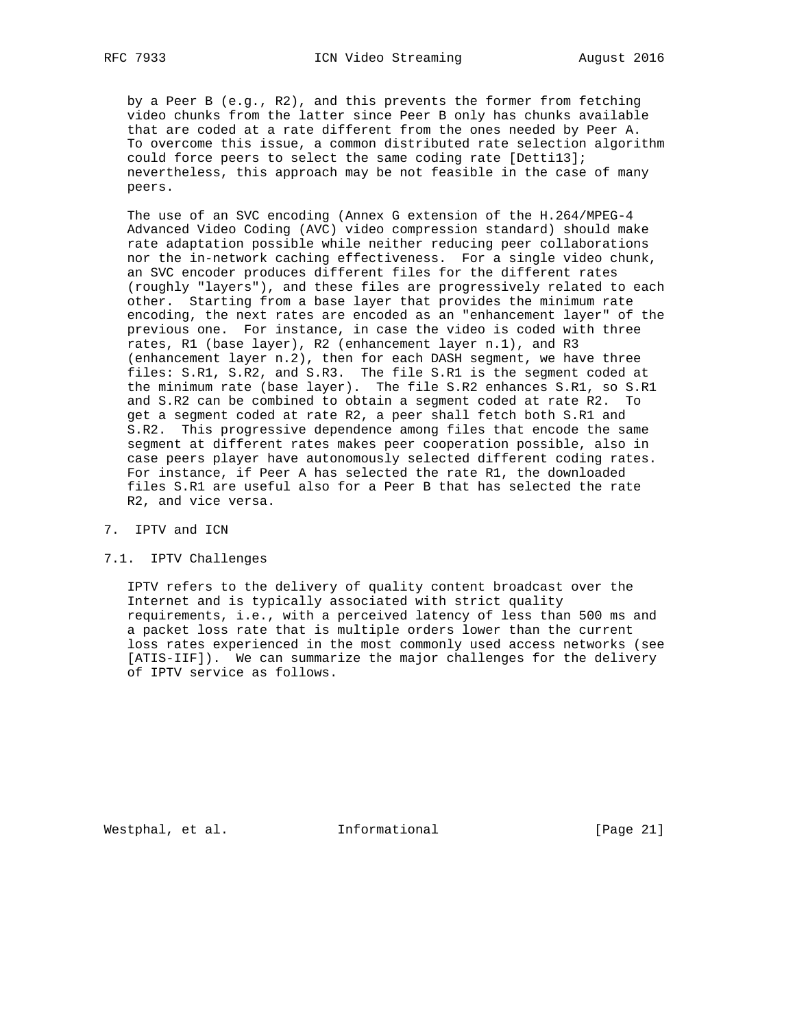by a Peer B (e.g., R2), and this prevents the former from fetching video chunks from the latter since Peer B only has chunks available that are coded at a rate different from the ones needed by Peer A. To overcome this issue, a common distributed rate selection algorithm could force peers to select the same coding rate [Detti13]; nevertheless, this approach may be not feasible in the case of many peers.

The use of an SVC encoding (Annex G extension of the H.264/MPEG-4 Advanced Video Coding (AVC) video compression standard) should make rate adaptation possible while neither reducing peer collaborations nor the in-network caching effectiveness. For a single video chunk, an SVC encoder produces different files for the different rates (roughly "layers"), and these files are progressively related to each other. Starting from a base layer that provides the minimum rate encoding, the next rates are encoded as an "enhancement layer" of the previous one. For instance, in case the video is coded with three rates, R1 (base layer), R2 (enhancement layer n.1), and R3 (enhancement layer n.2), then for each DASH segment, we have three files: S.R1, S.R2, and S.R3. The file S.R1 is the segment coded at the minimum rate (base layer). The file S.R2 enhances S.R1, so S.R1 and S.R2 can be combined to obtain a segment coded at rate R2. To get a segment coded at rate R2, a peer shall fetch both S.R1 and S.R2. This progressive dependence among files that encode the same segment at different rates makes peer cooperation possible, also in case peers player have autonomously selected different coding rates. For instance, if Peer A has selected the rate R1, the downloaded files S.R1 are useful also for a Peer B that has selected the rate R2, and vice versa.

# 7. IPTV and ICN

## 7.1. IPTV Challenges

IPTV refers to the delivery of quality content broadcast over the Internet and is typically associated with strict quality requirements, i.e., with a perceived latency of less than 500 ms and a packet loss rate that is multiple orders lower than the current loss rates experienced in the most commonly used access networks (see [ATIS-IIF]). We can summarize the major challenges for the delivery of IPTV service as follows.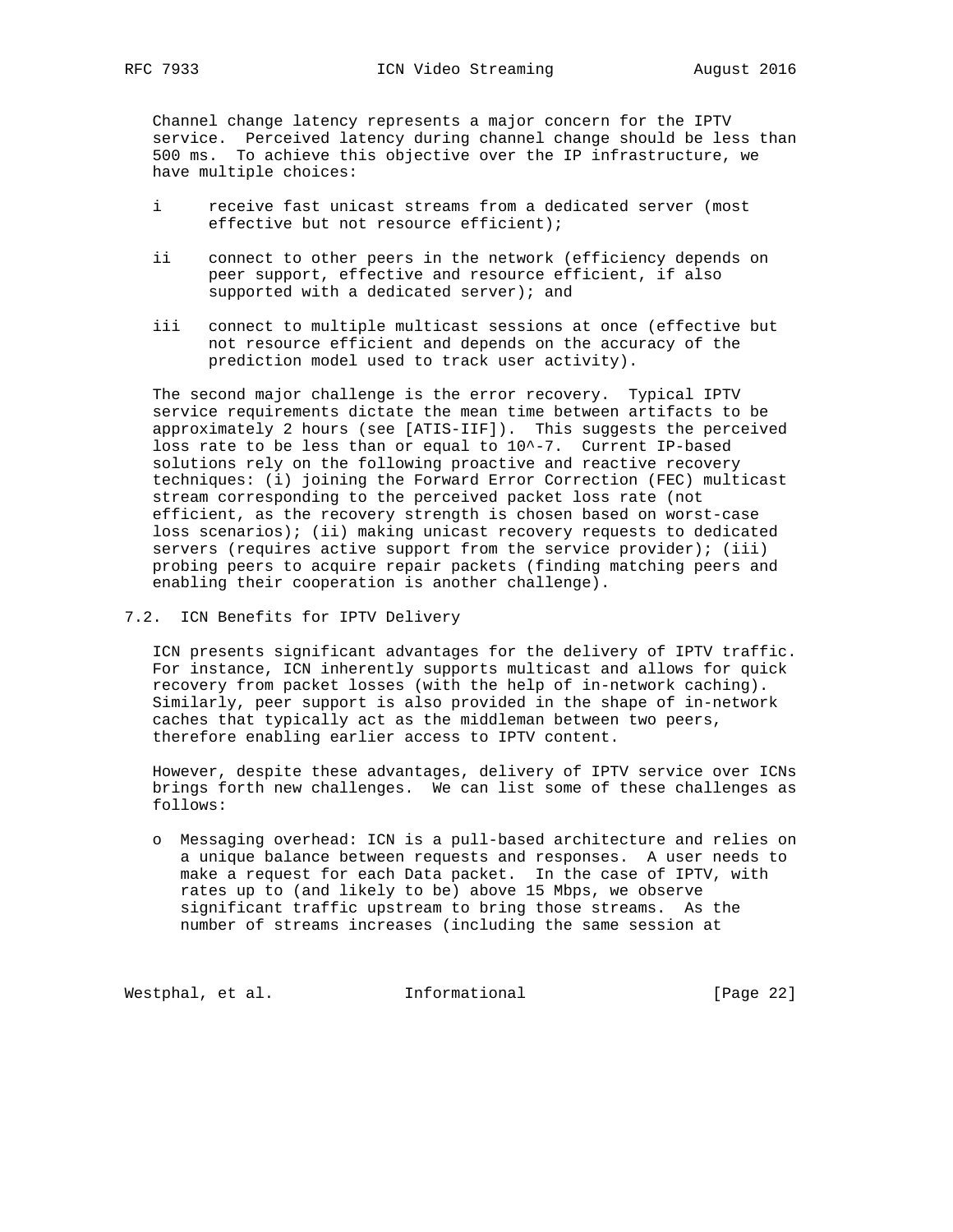Channel change latency represents a major concern for the IPTV service. Perceived latency during channel change should be less than 500 ms. To achieve this objective over the IP infrastructure, we have multiple choices:

- i receive fast unicast streams from a dedicated server (most effective but not resource efficient);
- ii connect to other peers in the network (efficiency depends on peer support, effective and resource efficient, if also supported with a dedicated server); and
- iii connect to multiple multicast sessions at once (effective but not resource efficient and depends on the accuracy of the prediction model used to track user activity).

The second major challenge is the error recovery. Typical IPTV service requirements dictate the mean time between artifacts to be approximately 2 hours (see [ATIS-IIF]). This suggests the perceived loss rate to be less than or equal to $10^{-7}$. Current IP-based solutions rely on the following proactive and reactive recovery techniques: (i) joining the Forward Error Correction (FEC) multicast stream corresponding to the perceived packet loss rate (not efficient, as the recovery strength is chosen based on worst-case loss scenarios); (ii) making unicast recovery requests to dedicated servers (requires active support from the service provider); (iii) probing peers to acquire repair packets (finding matching peers and enabling their cooperation is another challenge).

### 7.2. ICN Benefits for IPTV Delivery

ICN presents significant advantages for the delivery of IPTV traffic. For instance, ICN inherently supports multicast and allows for quick recovery from packet losses (with the help of in-network caching). Similarly, peer support is also provided in the shape of in-network caches that typically act as the middleman between two peers, therefore enabling earlier access to IPTV content.

However, despite these advantages, delivery of IPTV service over ICNs brings forth new challenges. We can list some of these challenges as follows:

- Messaging overhead: ICN is a pull-based architecture and relies on a unique balance between requests and responses. A user needs to make a request for each Data packet. In the case of IPTV, with rates up to (and likely to be) above 15 Mbps, we observe significant traffic upstream to bring those streams. As the number of streams increases (including the same session at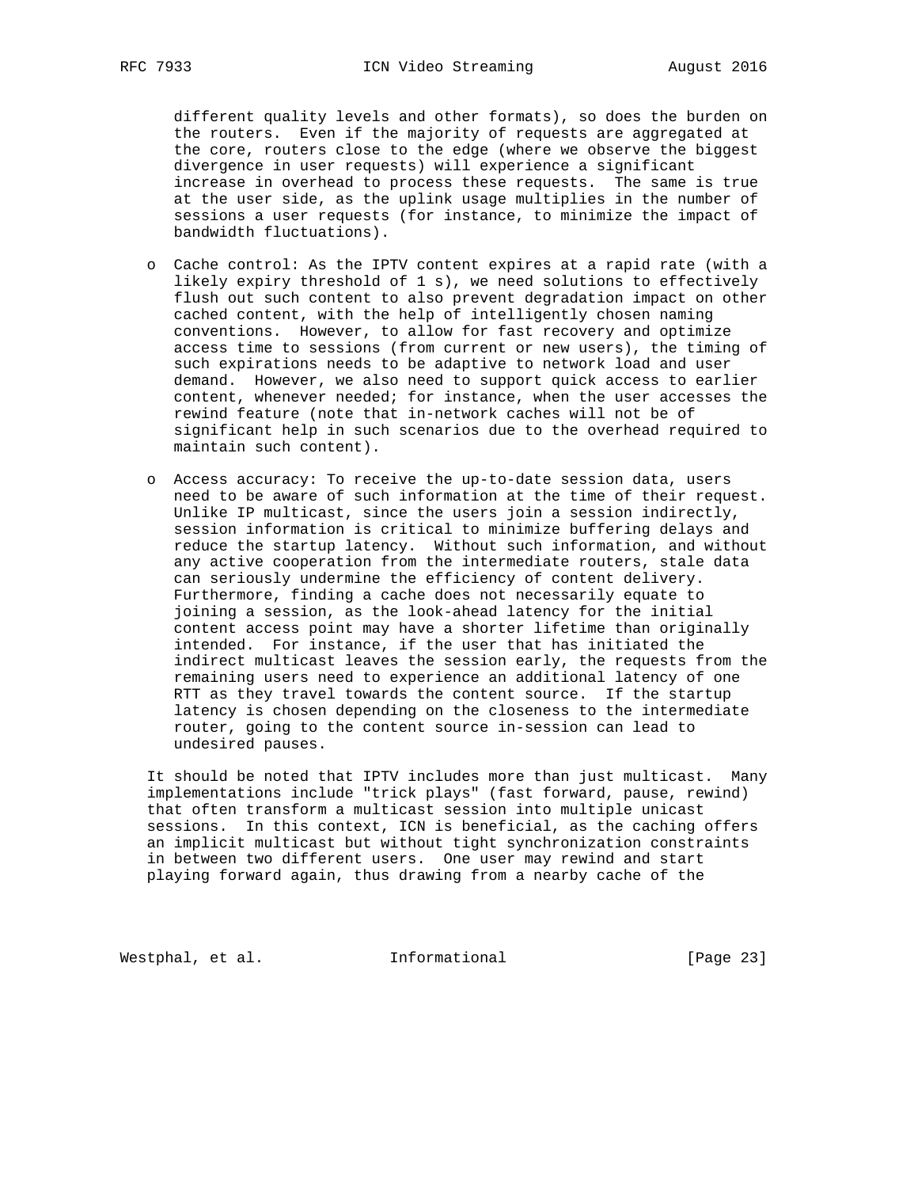different quality levels and other formats), so does the burden on the routers. Even if the majority of requests are aggregated at the core, routers close to the edge (where we observe the biggest divergence in user requests) will experience a significant increase in overhead to process these requests. The same is true at the user side, as the uplink usage multiplies in the number of sessions a user requests (for instance, to minimize the impact of bandwidth fluctuations).

- Cache control: As the IPTV content expires at a rapid rate (with a likely expiry threshold of 1 s), we need solutions to effectively flush out such content to also prevent degradation impact on other cached content, with the help of intelligently chosen naming conventions. However, to allow for fast recovery and optimize access time to sessions (from current or new users), the timing of such expirations needs to be adaptive to network load and user demand. However, we also need to support quick access to earlier content, whenever needed; for instance, when the user accesses the rewind feature (note that in-network caches will not be of significant help in such scenarios due to the overhead required to maintain such content).

- Access accuracy: To receive the up-to-date session data, users need to be aware of such information at the time of their request. Unlike IP multicast, since the users join a session indirectly, session information is critical to minimize buffering delays and reduce the startup latency. Without such information, and without any active cooperation from the intermediate routers, stale data can seriously undermine the efficiency of content delivery. Furthermore, finding a cache does not necessarily equate to joining a session, as the look-ahead latency for the initial content access point may have a shorter lifetime than originally intended. For instance, if the user that has initiated the indirect multicast leaves the session early, the requests from the remaining users need to experience an additional latency of one RTT as they travel towards the content source. If the startup latency is chosen depending on the closeness to the intermediate router, going to the content source in-session can lead to undesired pauses.

It should be noted that IPTV includes more than just multicast. Many implementations include "trick plays" (fast forward, pause, rewind) that often transform a multicast session into multiple unicast sessions. In this context, ICN is beneficial, as the caching offers an implicit multicast but without tight synchronization constraints in between two different users. One user may rewind and start playing forward again, thus drawing from a nearby cache of the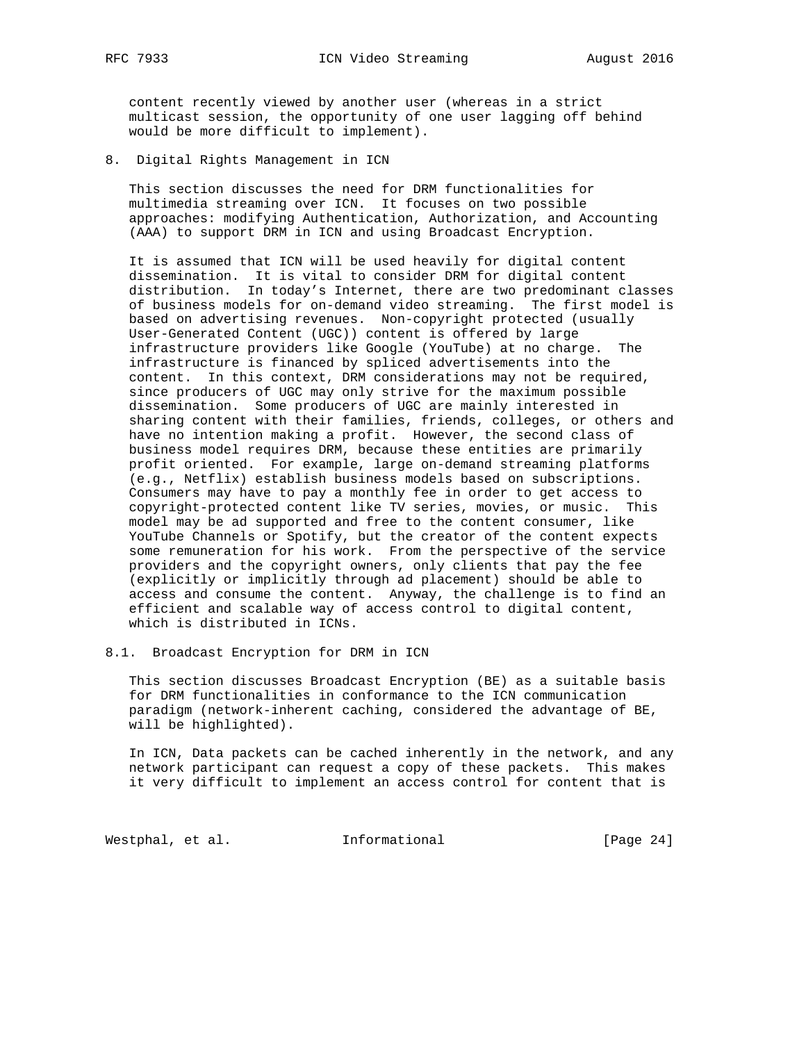content recently viewed by another user (whereas in a strict multicast session, the opportunity of one user lagging off behind would be more difficult to implement).

## 8. Digital Rights Management in ICN

This section discusses the need for DRM functionalities for multimedia streaming over ICN. It focuses on two possible approaches: modifying Authentication, Authorization, and Accounting (AAA) to support DRM in ICN and using Broadcast Encryption.

It is assumed that ICN will be used heavily for digital content dissemination. It is vital to consider DRM for digital content distribution. In today's Internet, there are two predominant classes of business models for on-demand video streaming. The first model is based on advertising revenues. Non-copyright protected (usually User-Generated Content (UGC)) content is offered by large infrastructure providers like Google (YouTube) at no charge. The infrastructure is financed by spliced advertisements into the content. In this context, DRM considerations may not be required, since producers of UGC may only strive for the maximum possible dissemination. Some producers of UGC are mainly interested in sharing content with their families, friends, colleges, or others and have no intention making a profit. However, the second class of business model requires DRM, because these entities are primarily profit oriented. For example, large on-demand streaming platforms (e.g., Netflix) establish business models based on subscriptions. Consumers may have to pay a monthly fee in order to get access to copyright-protected content like TV series, movies, or music. This model may be ad supported and free to the content consumer, like YouTube Channels or Spotify, but the creator of the content expects some remuneration for his work. From the perspective of the service providers and the copyright owners, only clients that pay the fee (explicitly or implicitly through ad placement) should be able to access and consume the content. Anyway, the challenge is to find an efficient and scalable way of access control to digital content, which is distributed in ICNs.

### 8.1. Broadcast Encryption for DRM in ICN

This section discusses Broadcast Encryption (BE) as a suitable basis for DRM functionalities in conformance to the ICN communication paradigm (network-inherent caching, considered the advantage of BE, will be highlighted).

In ICN, Data packets can be cached inherently in the network, and any network participant can request a copy of these packets. This makes it very difficult to implement an access control for content that is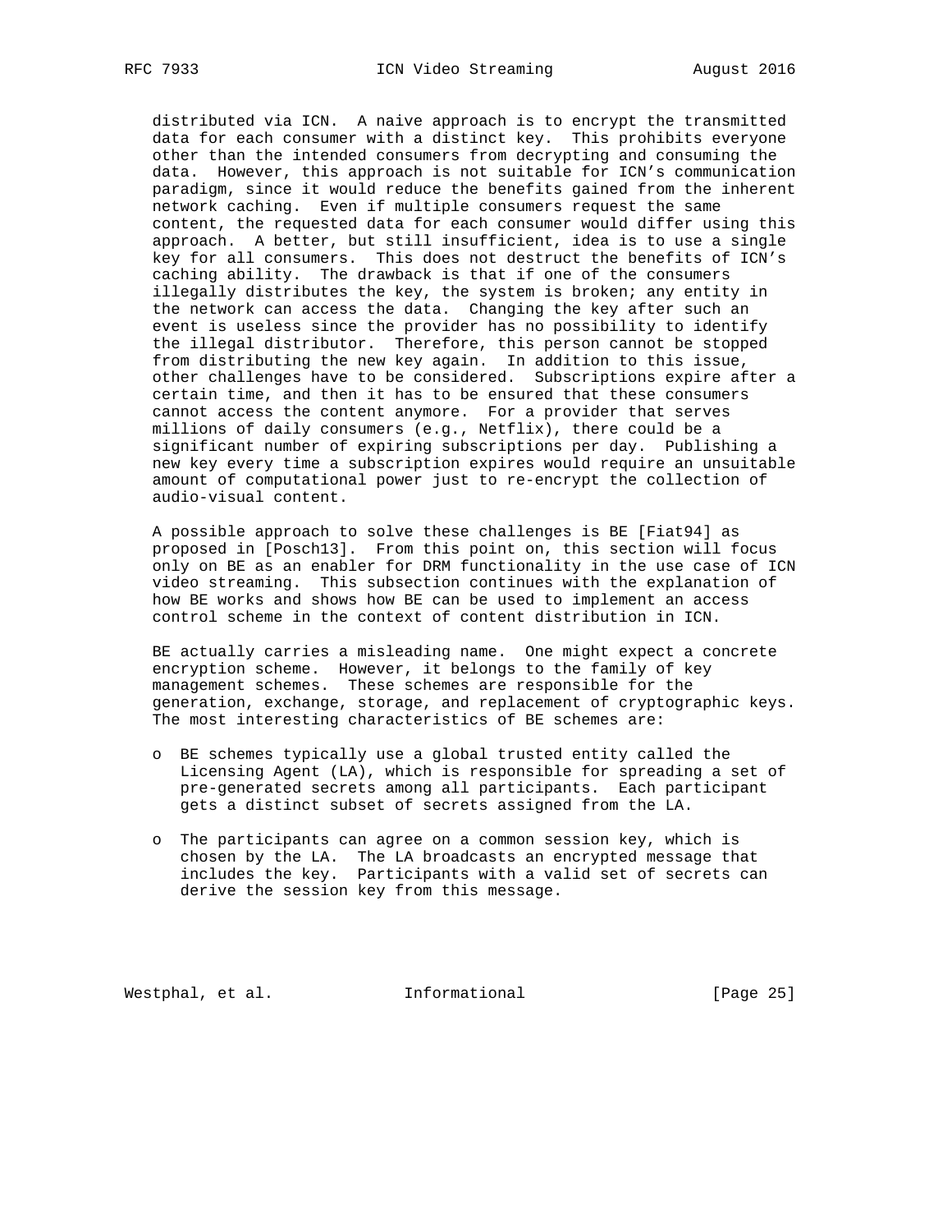distributed via ICN. A naive approach is to encrypt the transmitted data for each consumer with a distinct key. This prohibits everyone other than the intended consumers from decrypting and consuming the data. However, this approach is not suitable for ICN's communication paradigm, since it would reduce the benefits gained from the inherent network caching. Even if multiple consumers request the same content, the requested data for each consumer would differ using this approach. A better, but still insufficient, idea is to use a single key for all consumers. This does not destruct the benefits of ICN's caching ability. The drawback is that if one of the consumers illegally distributes the key, the system is broken; any entity in the network can access the data. Changing the key after such an event is useless since the provider has no possibility to identify the illegal distributor. Therefore, this person cannot be stopped from distributing the new key again. In addition to this issue, other challenges have to be considered. Subscriptions expire after a certain time, and then it has to be ensured that these consumers cannot access the content anymore. For a provider that serves millions of daily consumers (e.g., Netflix), there could be a significant number of expiring subscriptions per day. Publishing a new key every time a subscription expires would require an unsuitable amount of computational power just to re-encrypt the collection of audio-visual content.

A possible approach to solve these challenges is BE [Fiat94] as proposed in [Posch13]. From this point on, this section will focus only on BE as an enabler for DRM functionality in the use case of ICN video streaming. This subsection continues with the explanation of how BE works and shows how BE can be used to implement an access control scheme in the context of content distribution in ICN.

BE actually carries a misleading name. One might expect a concrete encryption scheme. However, it belongs to the family of key management schemes. These schemes are responsible for the generation, exchange, storage, and replacement of cryptographic keys. The most interesting characteristics of BE schemes are:

- BE schemes typically use a global trusted entity called the Licensing Agent (LA), which is responsible for spreading a set of pre-generated secrets among all participants. Each participant gets a distinct subset of secrets assigned from the LA.

- The participants can agree on a common session key, which is chosen by the LA. The LA broadcasts an encrypted message that includes the key. Participants with a valid set of secrets can derive the session key from this message.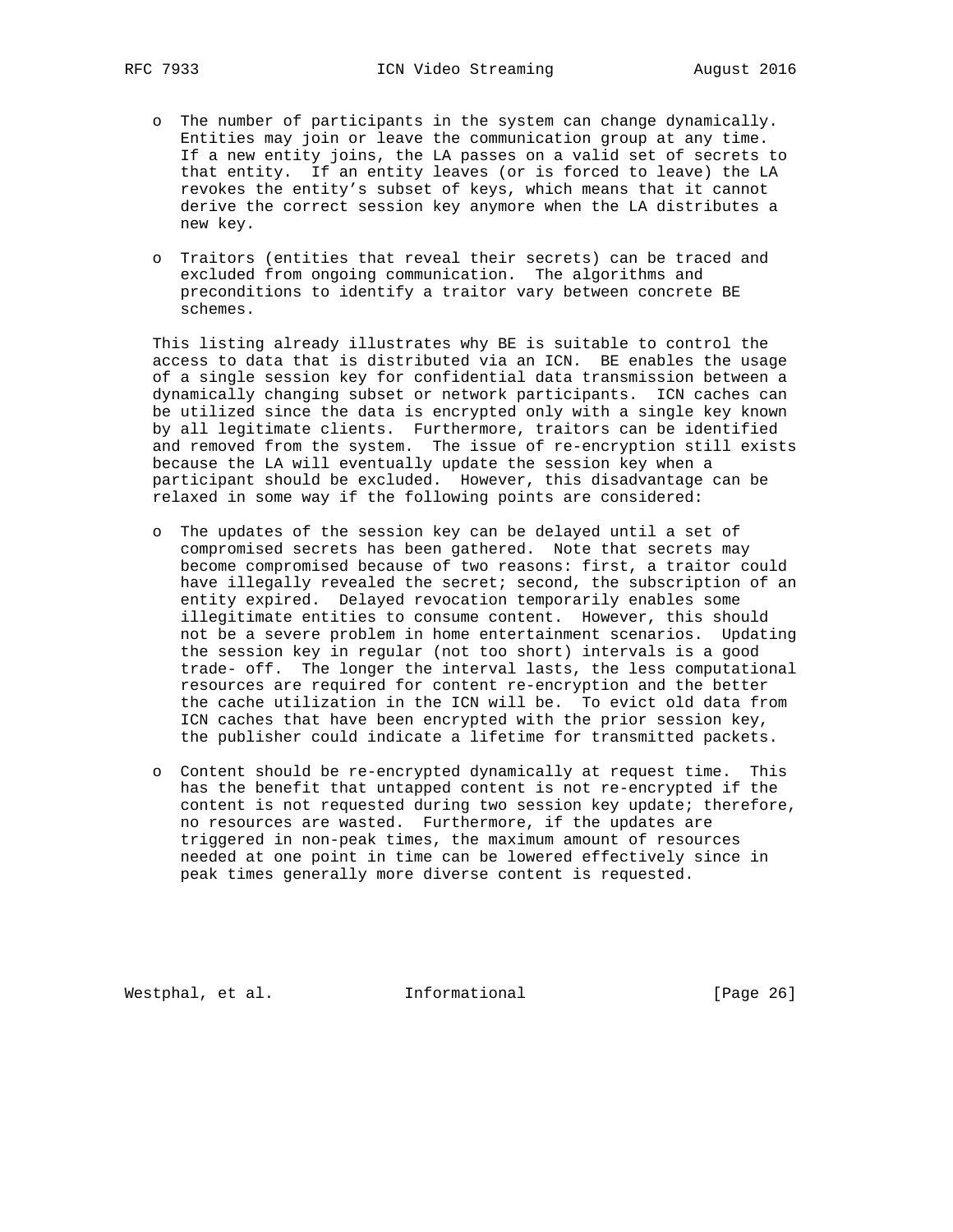- The number of participants in the system can change dynamically. Entities may join or leave the communication group at any time. If a new entity joins, the LA passes on a valid set of secrets to that entity. If an entity leaves (or is forced to leave) the LA revokes the entity's subset of keys, which means that it cannot derive the correct session key anymore when the LA distributes a new key.

- Traitors (entities that reveal their secrets) can be traced and excluded from ongoing communication. The algorithms and preconditions to identify a traitor vary between concrete BE schemes.

This listing already illustrates why BE is suitable to control the access to data that is distributed via an ICN. BE enables the usage of a single session key for confidential data transmission between a dynamically changing subset or network participants. ICN caches can be utilized since the data is encrypted only with a single key known by all legitimate clients. Furthermore, traitors can be identified and removed from the system. The issue of re-encryption still exists because the LA will eventually update the session key when a participant should be excluded. However, this disadvantage can be relaxed in some way if the following points are considered:

- The updates of the session key can be delayed until a set of compromised secrets has been gathered. Note that secrets may become compromised because of two reasons: first, a traitor could have illegally revealed the secret; second, the subscription of an entity expired. Delayed revocation temporarily enables some illegitimate entities to consume content. However, this should not be a severe problem in home entertainment scenarios. Updating the session key in regular (not too short) intervals is a good trade- off. The longer the interval lasts, the less computational resources are required for content re-encryption and the better the cache utilization in the ICN will be. To evict old data from ICN caches that have been encrypted with the prior session key, the publisher could indicate a lifetime for transmitted packets.

- Content should be re-encrypted dynamically at request time. This has the benefit that untapped content is not re-encrypted if the content is not requested during two session key update; therefore, no resources are wasted. Furthermore, if the updates are triggered in non-peak times, the maximum amount of resources needed at one point in time can be lowered effectively since in peak times generally more diverse content is requested.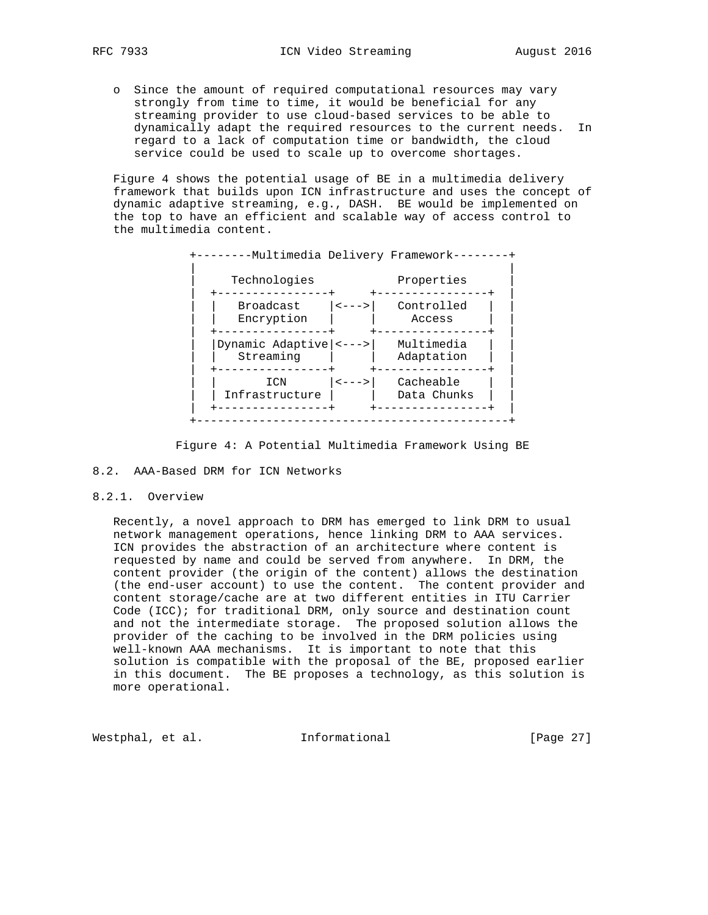o Since the amount of required computational resources may vary strongly from time to time, it would be beneficial for any streaming provider to use cloud-based services to be able to dynamically adapt the required resources to the current needs. In regard to a lack of computation time or bandwidth, the cloud service could be used to scale up to overcome shortages.

Figure 4 shows the potential usage of BE in a multimedia delivery framework that builds upon ICN infrastructure and uses the concept of dynamic adaptive streaming, e.g., DASH. BE would be implemented on the top to have an efficient and scalable way of access control to the multimedia content.

```
+--------Multimedia Delivery Framework--------+
|                                             |
|     Technologies            Properties      |
|  +----------------+     +-----------------+ |
|  |   Broadcast    |<--->|   Controlled    | |
|  |   Encryption   |     |     Access      | |
|  +----------------+     +-----------------+ |
|  |Dynamic Adaptive|<--->|   Multimedia    | |
|  |   Streaming    |     |   Adaptation    | |
|  +----------------+     +-----------------+ |
|  |      ICN       |<--->|   Cacheable     | |
|  | Infrastructure |     |   Data Chunks   | |
|  +----------------+     +-----------------+ |
+---------------------------------------------+
```

Figure 4: A Potential Multimedia Framework Using BE

## 8.2. AAA-Based DRM for ICN Networks

### 8.2.1. Overview

Recently, a novel approach to DRM has emerged to link DRM to usual network management operations, hence linking DRM to AAA services. ICN provides the abstraction of an architecture where content is requested by name and could be served from anywhere. In DRM, the content provider (the origin of the content) allows the destination (the end-user account) to use the content. The content provider and content storage/cache are at two different entities in ITU Carrier Code (ICC); for traditional DRM, only source and destination count and not the intermediate storage. The proposed solution allows the provider of the caching to be involved in the DRM policies using well-known AAA mechanisms. It is important to note that this solution is compatible with the proposal of the BE, proposed earlier in this document. The BE proposes a technology, as this solution is more operational.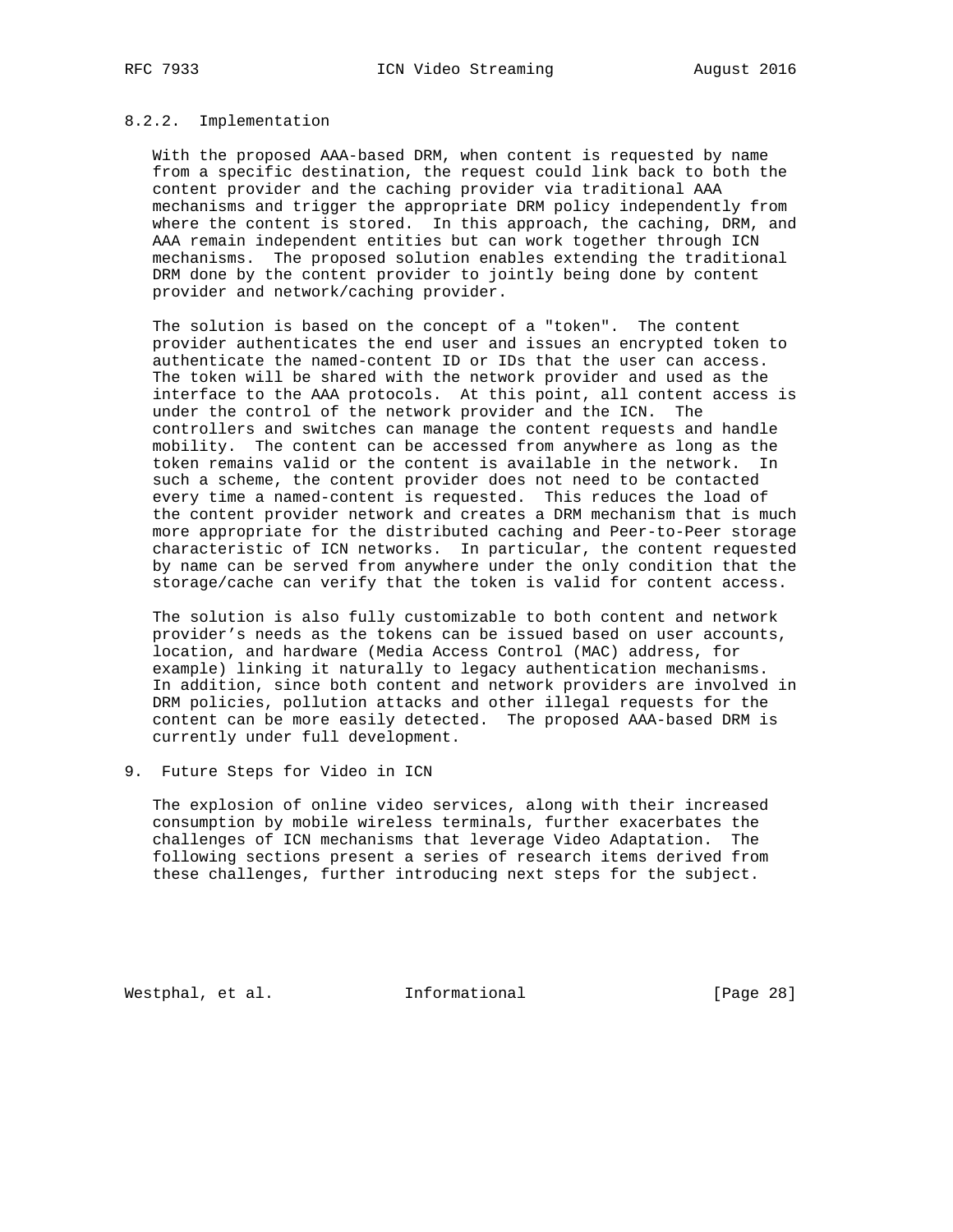### 8.2.2. Implementation

With the proposed AAA-based DRM, when content is requested by name from a specific destination, the request could link back to both the content provider and the caching provider via traditional AAA mechanisms and trigger the appropriate DRM policy independently from where the content is stored. In this approach, the caching, DRM, and AAA remain independent entities but can work together through ICN mechanisms. The proposed solution enables extending the traditional DRM done by the content provider to jointly being done by content provider and network/caching provider.

The solution is based on the concept of a "token". The content provider authenticates the end user and issues an encrypted token to authenticate the named-content ID or IDs that the user can access. The token will be shared with the network provider and used as the interface to the AAA protocols. At this point, all content access is under the control of the network provider and the ICN. The controllers and switches can manage the content requests and handle mobility. The content can be accessed from anywhere as long as the token remains valid or the content is available in the network. In such a scheme, the content provider does not need to be contacted every time a named-content is requested. This reduces the load of the content provider network and creates a DRM mechanism that is much more appropriate for the distributed caching and Peer-to-Peer storage characteristic of ICN networks. In particular, the content requested by name can be served from anywhere under the only condition that the storage/cache can verify that the token is valid for content access.

The solution is also fully customizable to both content and network provider's needs as the tokens can be issued based on user accounts, location, and hardware (Media Access Control (MAC) address, for example) linking it naturally to legacy authentication mechanisms. In addition, since both content and network providers are involved in DRM policies, pollution attacks and other illegal requests for the content can be more easily detected. The proposed AAA-based DRM is currently under full development.

## 9. Future Steps for Video in ICN

The explosion of online video services, along with their increased consumption by mobile wireless terminals, further exacerbates the challenges of ICN mechanisms that leverage Video Adaptation. The following sections present a series of research items derived from these challenges, further introducing next steps for the subject.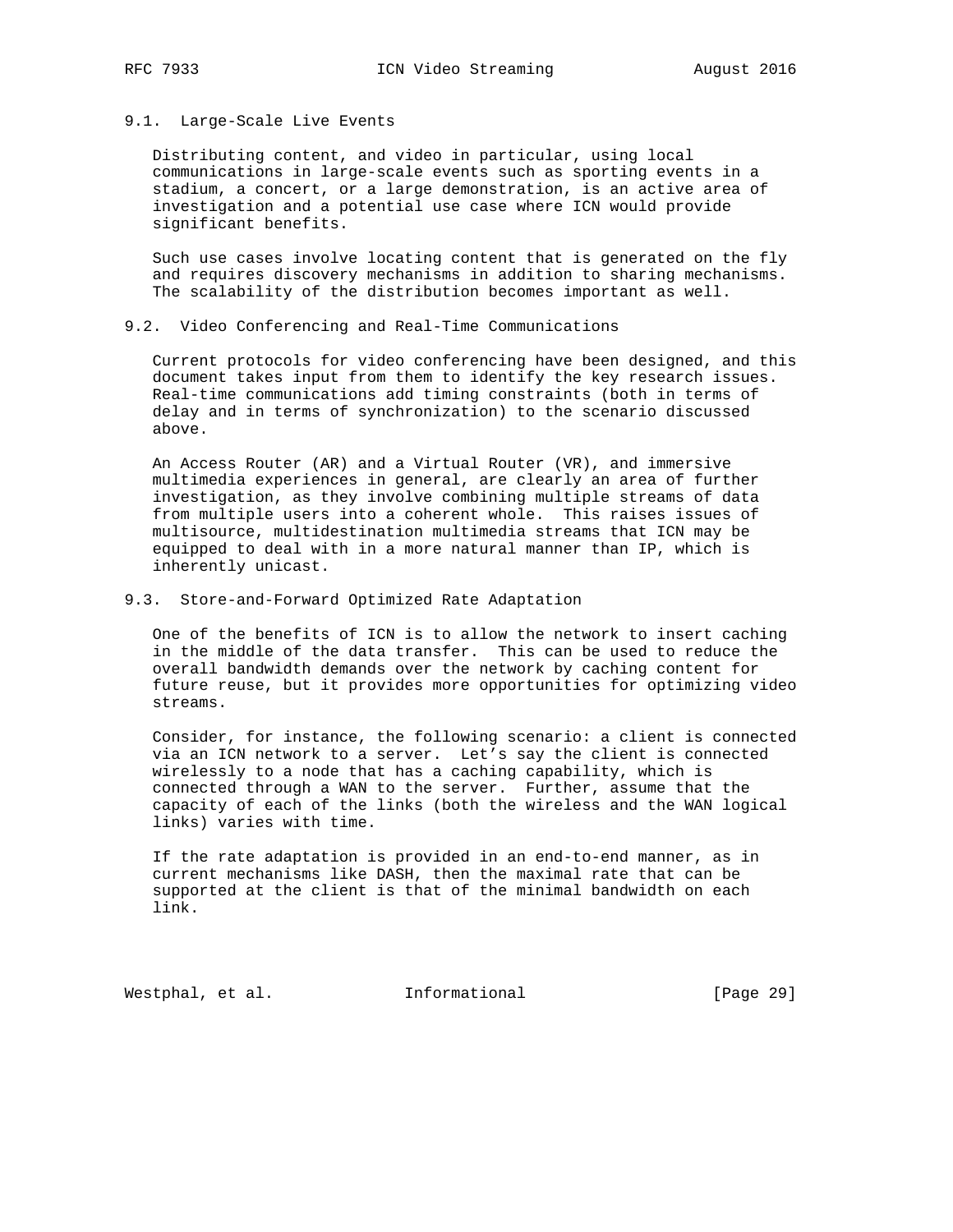### 9.1. Large-Scale Live Events

Distributing content, and video in particular, using local communications in large-scale events such as sporting events in a stadium, a concert, or a large demonstration, is an active area of investigation and a potential use case where ICN would provide significant benefits.

Such use cases involve locating content that is generated on the fly and requires discovery mechanisms in addition to sharing mechanisms. The scalability of the distribution becomes important as well.

### 9.2. Video Conferencing and Real-Time Communications

Current protocols for video conferencing have been designed, and this document takes input from them to identify the key research issues. Real-time communications add timing constraints (both in terms of delay and in terms of synchronization) to the scenario discussed above.

An Access Router (AR) and a Virtual Router (VR), and immersive multimedia experiences in general, are clearly an area of further investigation, as they involve combining multiple streams of data from multiple users into a coherent whole. This raises issues of multisource, multidestination multimedia streams that ICN may be equipped to deal with in a more natural manner than IP, which is inherently unicast.

### 9.3. Store-and-Forward Optimized Rate Adaptation

One of the benefits of ICN is to allow the network to insert caching in the middle of the data transfer. This can be used to reduce the overall bandwidth demands over the network by caching content for future reuse, but it provides more opportunities for optimizing video streams.

Consider, for instance, the following scenario: a client is connected via an ICN network to a server. Let’s say the client is connected wirelessly to a node that has a caching capability, which is connected through a WAN to the server. Further, assume that the capacity of each of the links (both the wireless and the WAN logical links) varies with time.

If the rate adaptation is provided in an end-to-end manner, as in current mechanisms like DASH, then the maximal rate that can be supported at the client is that of the minimal bandwidth on each link.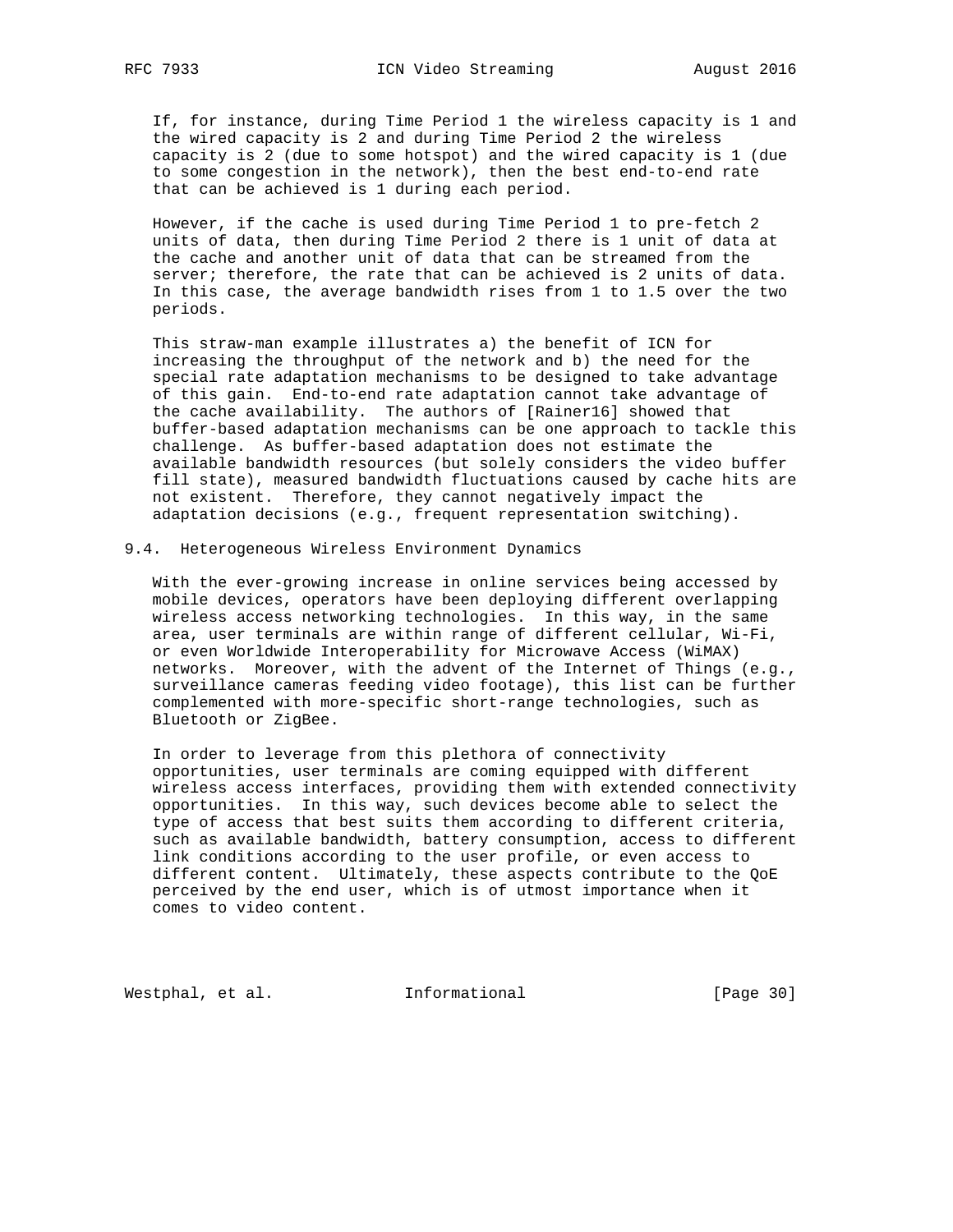If, for instance, during Time Period 1 the wireless capacity is 1 and the wired capacity is 2 and during Time Period 2 the wireless capacity is 2 (due to some hotspot) and the wired capacity is 1 (due to some congestion in the network), then the best end-to-end rate that can be achieved is 1 during each period.

However, if the cache is used during Time Period 1 to pre-fetch 2 units of data, then during Time Period 2 there is 1 unit of data at the cache and another unit of data that can be streamed from the server; therefore, the rate that can be achieved is 2 units of data. In this case, the average bandwidth rises from 1 to 1.5 over the two periods.

This straw-man example illustrates a) the benefit of ICN for increasing the throughput of the network and b) the need for the special rate adaptation mechanisms to be designed to take advantage of this gain. End-to-end rate adaptation cannot take advantage of the cache availability. The authors of [Rainer16] showed that buffer-based adaptation mechanisms can be one approach to tackle this challenge. As buffer-based adaptation does not estimate the available bandwidth resources (but solely considers the video buffer fill state), measured bandwidth fluctuations caused by cache hits are not existent. Therefore, they cannot negatively impact the adaptation decisions (e.g., frequent representation switching).

### 9.4. Heterogeneous Wireless Environment Dynamics

With the ever-growing increase in online services being accessed by mobile devices, operators have been deploying different overlapping wireless access networking technologies. In this way, in the same area, user terminals are within range of different cellular, Wi-Fi, or even Worldwide Interoperability for Microwave Access (WiMAX) networks. Moreover, with the advent of the Internet of Things (e.g., surveillance cameras feeding video footage), this list can be further complemented with more-specific short-range technologies, such as Bluetooth or ZigBee.

In order to leverage from this plethora of connectivity opportunities, user terminals are coming equipped with different wireless access interfaces, providing them with extended connectivity opportunities. In this way, such devices become able to select the type of access that best suits them according to different criteria, such as available bandwidth, battery consumption, access to different link conditions according to the user profile, or even access to different content. Ultimately, these aspects contribute to the QoE perceived by the end user, which is of utmost importance when it comes to video content.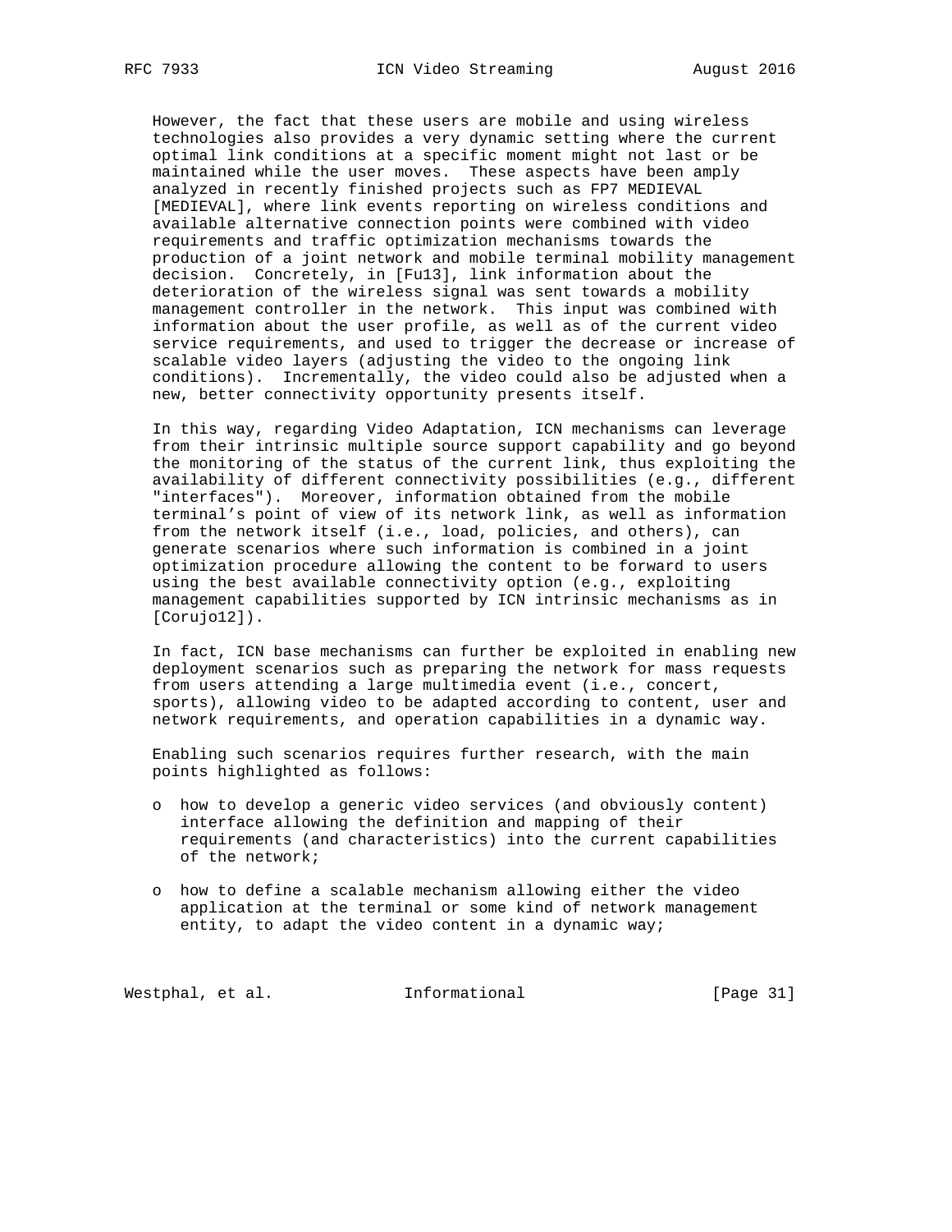However, the fact that these users are mobile and using wireless technologies also provides a very dynamic setting where the current optimal link conditions at a specific moment might not last or be maintained while the user moves. These aspects have been amply analyzed in recently finished projects such as FP7 MEDIEVAL [MEDIEVAL], where link events reporting on wireless conditions and available alternative connection points were combined with video requirements and traffic optimization mechanisms towards the production of a joint network and mobile terminal mobility management decision. Concretely, in [Fu13], link information about the deterioration of the wireless signal was sent towards a mobility management controller in the network. This input was combined with information about the user profile, as well as of the current video service requirements, and used to trigger the decrease or increase of scalable video layers (adjusting the video to the ongoing link conditions). Incrementally, the video could also be adjusted when a new, better connectivity opportunity presents itself.

In this way, regarding Video Adaptation, ICN mechanisms can leverage from their intrinsic multiple source support capability and go beyond the monitoring of the status of the current link, thus exploiting the availability of different connectivity possibilities (e.g., different "interfaces"). Moreover, information obtained from the mobile terminal's point of view of its network link, as well as information from the network itself (i.e., load, policies, and others), can generate scenarios where such information is combined in a joint optimization procedure allowing the content to be forward to users using the best available connectivity option (e.g., exploiting management capabilities supported by ICN intrinsic mechanisms as in [Corujo12]).

In fact, ICN base mechanisms can further be exploited in enabling new deployment scenarios such as preparing the network for mass requests from users attending a large multimedia event (i.e., concert, sports), allowing video to be adapted according to content, user and network requirements, and operation capabilities in a dynamic way.

Enabling such scenarios requires further research, with the main points highlighted as follows:

- how to develop a generic video services (and obviously content) interface allowing the definition and mapping of their requirements (and characteristics) into the current capabilities of the network;

- how to define a scalable mechanism allowing either the video application at the terminal or some kind of network management entity, to adapt the video content in a dynamic way;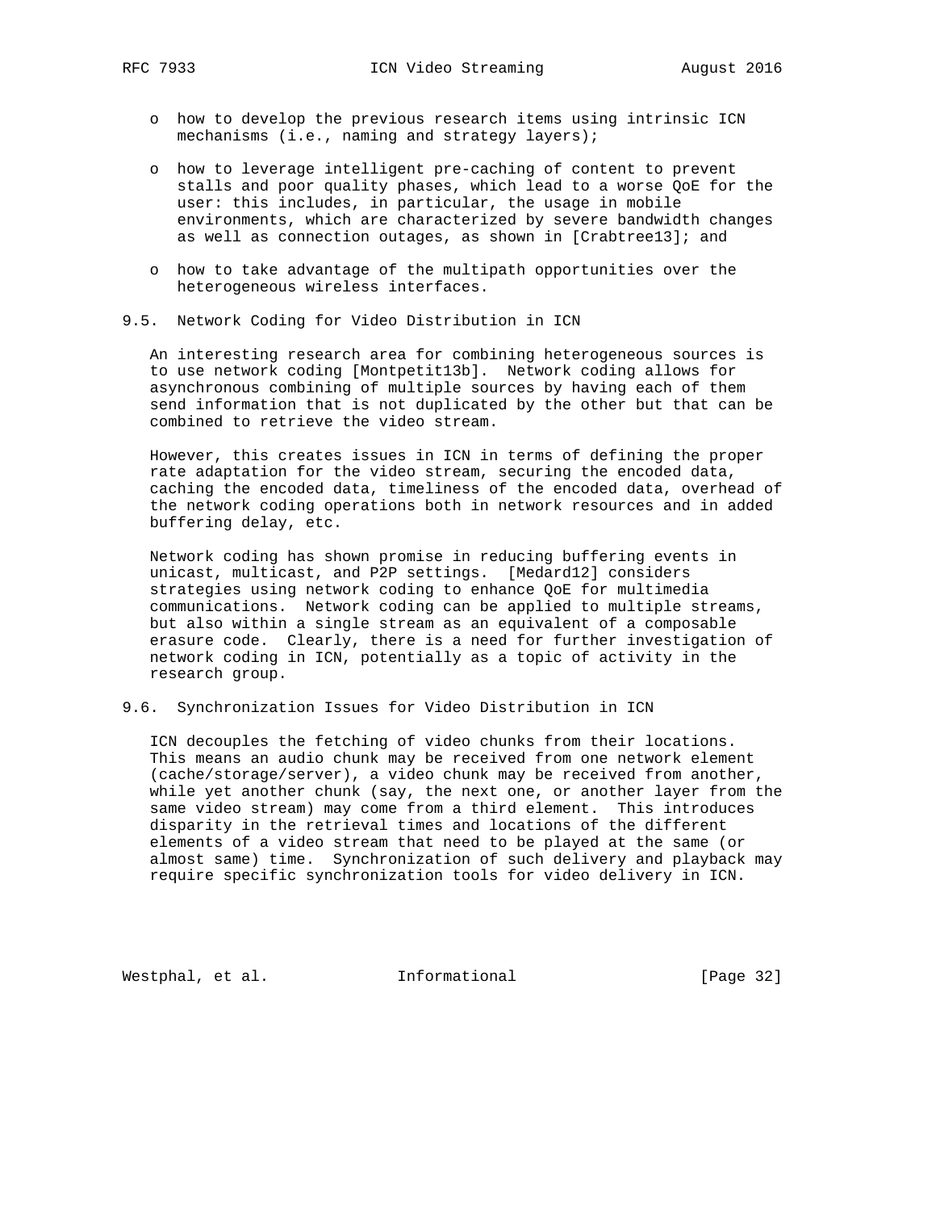- how to develop the previous research items using intrinsic ICN mechanisms (i.e., naming and strategy layers);
- how to leverage intelligent pre-caching of content to prevent stalls and poor quality phases, which lead to a worse QoE for the user: this includes, in particular, the usage in mobile environments, which are characterized by severe bandwidth changes as well as connection outages, as shown in [Crabtree13]; and
- how to take advantage of the multipath opportunities over the heterogeneous wireless interfaces.

## 9.5. Network Coding for Video Distribution in ICN

An interesting research area for combining heterogeneous sources is to use network coding [Montpetit13b]. Network coding allows for asynchronous combining of multiple sources by having each of them send information that is not duplicated by the other but that can be combined to retrieve the video stream.

However, this creates issues in ICN in terms of defining the proper rate adaptation for the video stream, securing the encoded data, caching the encoded data, timeliness of the encoded data, overhead of the network coding operations both in network resources and in added buffering delay, etc.

Network coding has shown promise in reducing buffering events in unicast, multicast, and P2P settings. [Medard12] considers strategies using network coding to enhance QoE for multimedia communications. Network coding can be applied to multiple streams, but also within a single stream as an equivalent of a composable erasure code. Clearly, there is a need for further investigation of network coding in ICN, potentially as a topic of activity in the research group.

## 9.6. Synchronization Issues for Video Distribution in ICN

ICN decouples the fetching of video chunks from their locations. This means an audio chunk may be received from one network element (cache/storage/server), a video chunk may be received from another, while yet another chunk (say, the next one, or another layer from the same video stream) may come from a third element. This introduces disparity in the retrieval times and locations of the different elements of a video stream that need to be played at the same (or almost same) time. Synchronization of such delivery and playback may require specific synchronization tools for video delivery in ICN.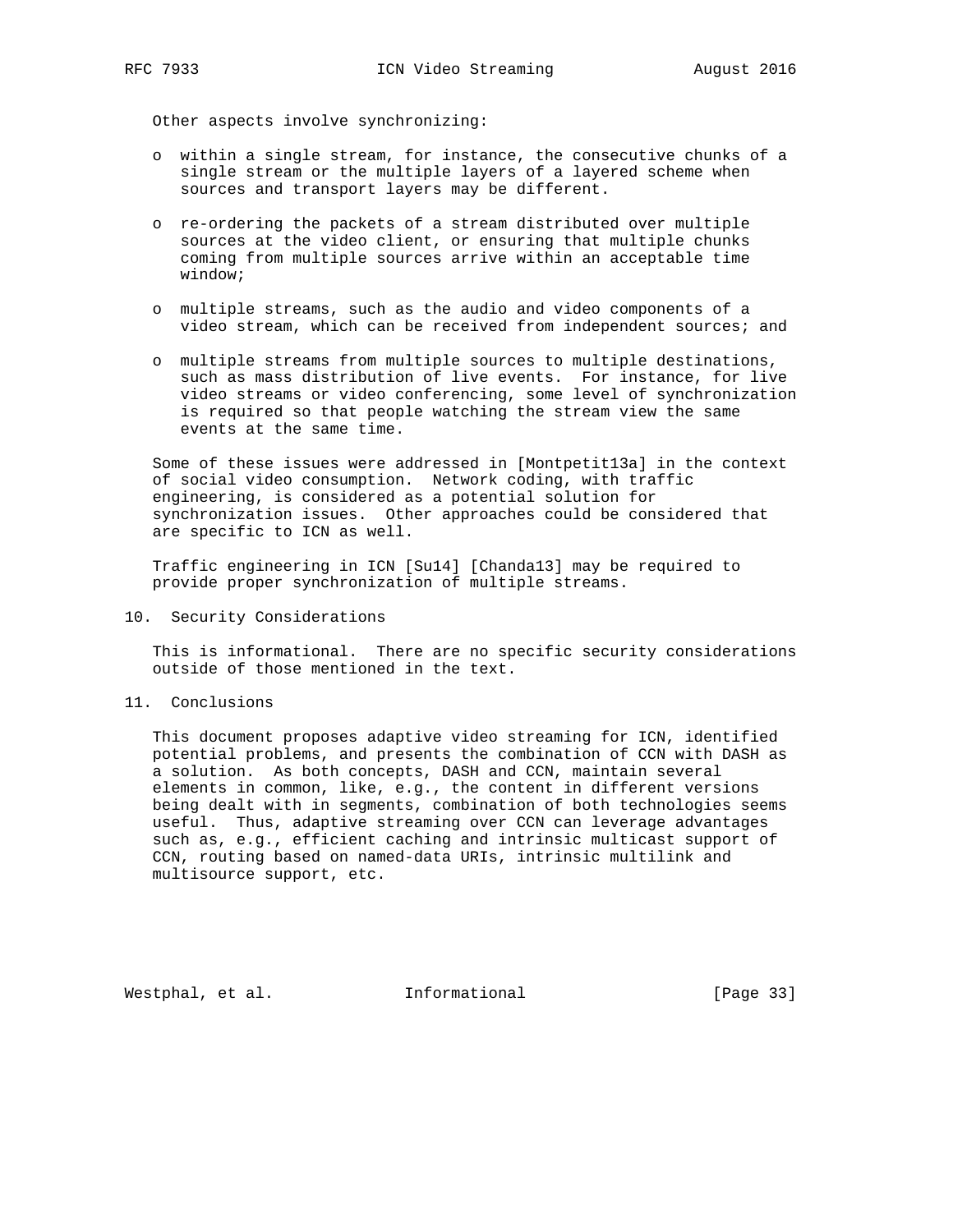Other aspects involve synchronizing:

- within a single stream, for instance, the consecutive chunks of a single stream or the multiple layers of a layered scheme when sources and transport layers may be different.
- re-ordering the packets of a stream distributed over multiple sources at the video client, or ensuring that multiple chunks coming from multiple sources arrive within an acceptable time window;
- multiple streams, such as the audio and video components of a video stream, which can be received from independent sources; and
- multiple streams from multiple sources to multiple destinations, such as mass distribution of live events. For instance, for live video streams or video conferencing, some level of synchronization is required so that people watching the stream view the same events at the same time.

Some of these issues were addressed in [Montpetit13a] in the context of social video consumption. Network coding, with traffic engineering, is considered as a potential solution for synchronization issues. Other approaches could be considered that are specific to ICN as well.

Traffic engineering in ICN [Su14] [Chanda13] may be required to provide proper synchronization of multiple streams.

## 10. Security Considerations

This is informational. There are no specific security considerations outside of those mentioned in the text.

## 11. Conclusions

This document proposes adaptive video streaming for ICN, identified potential problems, and presents the combination of CCN with DASH as a solution. As both concepts, DASH and CCN, maintain several elements in common, like, e.g., the content in different versions being dealt with in segments, combination of both technologies seems useful. Thus, adaptive streaming over CCN can leverage advantages such as, e.g., efficient caching and intrinsic multicast support of CCN, routing based on named-data URIs, intrinsic multilink and multisource support, etc.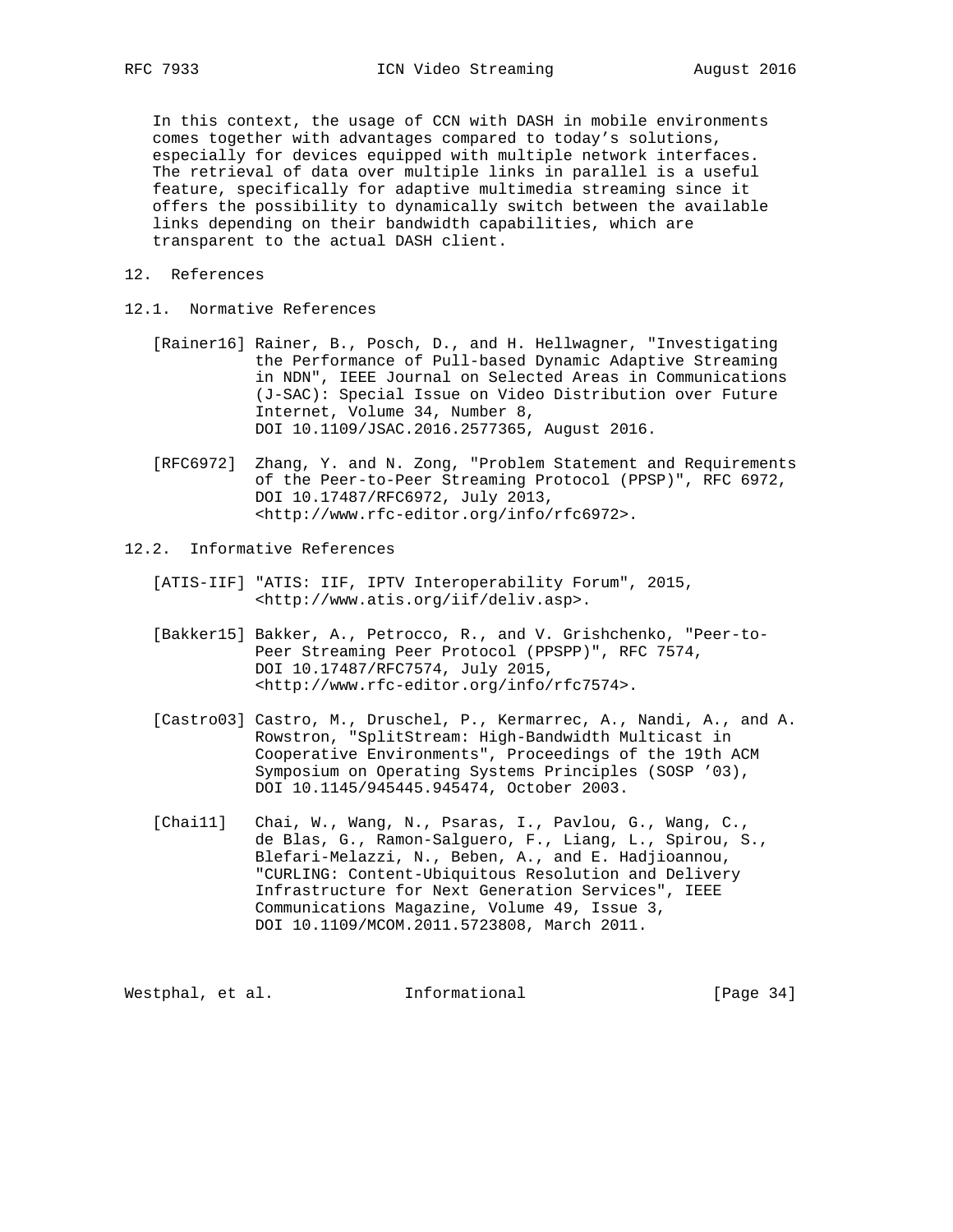In this context, the usage of CCN with DASH in mobile environments comes together with advantages compared to today's solutions, especially for devices equipped with multiple network interfaces. The retrieval of data over multiple links in parallel is a useful feature, specifically for adaptive multimedia streaming since it offers the possibility to dynamically switch between the available links depending on their bandwidth capabilities, which are transparent to the actual DASH client.

## 12. References

### 12.1. Normative References

[Rainer16] Rainer, B., Posch, D., and H. Hellwagner, "Investigating the Performance of Pull-based Dynamic Adaptive Streaming in NDN", IEEE Journal on Selected Areas in Communications (J-SAC): Special Issue on Video Distribution over Future Internet, Volume 34, Number 8, DOI 10.1109/JSAC.2016.2577365, August 2016.

[RFC6972] Zhang, Y. and N. Zong, "Problem Statement and Requirements of the Peer-to-Peer Streaming Protocol (PPSP)", RFC 6972, DOI 10.17487/RFC6972, July 2013, <http://www.rfc-editor.org/info/rfc6972>.

### 12.2. Informative References

[ATIS-IIF] "ATIS: IIF, IPTV Interoperability Forum", 2015, <http://www.atis.org/iif/deliv.asp>.

[Bakker15] Bakker, A., Petrocco, R., and V. Grishchenko, "Peer-to-Peer Streaming Peer Protocol (PPSPP)", RFC 7574, DOI 10.17487/RFC7574, July 2015, <http://www.rfc-editor.org/info/rfc7574>.

[Castro03] Castro, M., Druschel, P., Kermarrec, A., Nandi, A., and A. Rowstron, "SplitStream: High-Bandwidth Multicast in Cooperative Environments", Proceedings of the 19th ACM Symposium on Operating Systems Principles (SOSP '03), DOI 10.1145/945445.945474, October 2003.

[Chai11] Chai, W., Wang, N., Psaras, I., Pavlou, G., Wang, C., de Blas, G., Ramon-Salguero, F., Liang, L., Spirou, S., Blefari-Melazzi, N., Beben, A., and E. Hadjioannou, "CURLING: Content-Ubiquitous Resolution and Delivery Infrastructure for Next Generation Services", IEEE Communications Magazine, Volume 49, Issue 3, DOI 10.1109/MCOM.2011.5723808, March 2011.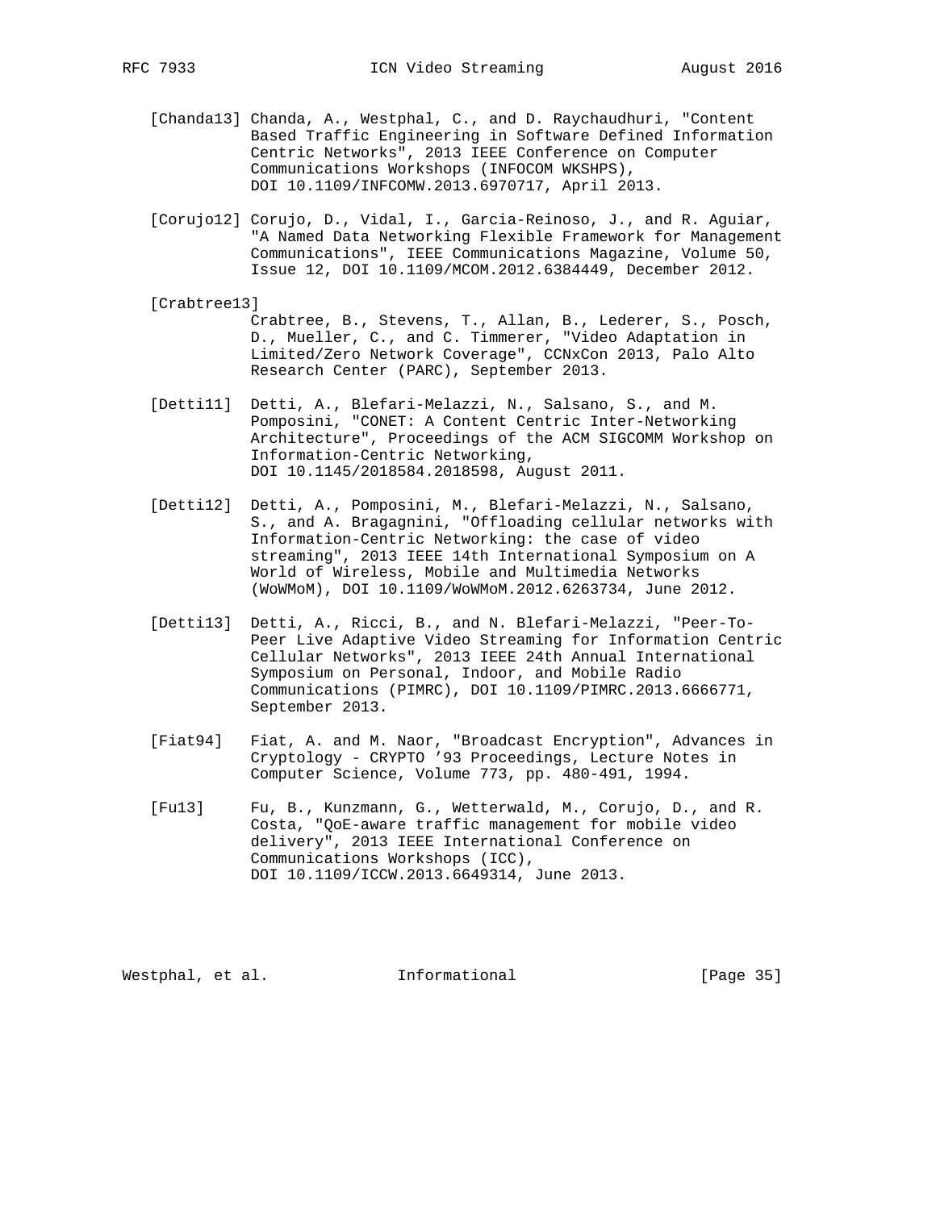[Chanda13] Chanda, A., Westphal, C., and D. Raychaudhuri, "Content Based Traffic Engineering in Software Defined Information Centric Networks", 2013 IEEE Conference on Computer Communications Workshops (INFOCOM WKSHPS), DOI 10.1109/INFCOMW.2013.6970717, April 2013.

[Corujo12] Corujo, D., Vidal, I., Garcia-Reinoso, J., and R. Aguiar, "A Named Data Networking Flexible Framework for Management Communications", IEEE Communications Magazine, Volume 50, Issue 12, DOI 10.1109/MCOM.2012.6384449, December 2012.

[Crabtree13] Crabtree, B., Stevens, T., Allan, B., Lederer, S., Posch, D., Mueller, C., and C. Timmerer, "Video Adaptation in Limited/Zero Network Coverage", CCNxCon 2013, Palo Alto Research Center (PARC), September 2013.

[Detti11] Detti, A., Blefari-Melazzi, N., Salsano, S., and M. Pomposini, "CONET: A Content Centric Inter-Networking Architecture", Proceedings of the ACM SIGCOMM Workshop on Information-Centric Networking, DOI 10.1145/2018584.2018598, August 2011.

[Detti12] Detti, A., Pomposini, M., Blefari-Melazzi, N., Salsano, S., and A. Bragagnini, "Offloading cellular networks with Information-Centric Networking: the case of video streaming", 2013 IEEE 14th International Symposium on A World of Wireless, Mobile and Multimedia Networks (WoWMoM), DOI 10.1109/WoWMoM.2012.6263734, June 2012.

[Detti13] Detti, A., Ricci, B., and N. Blefari-Melazzi, "Peer-To-Peer Live Adaptive Video Streaming for Information Centric Cellular Networks", 2013 IEEE 24th Annual International Symposium on Personal, Indoor, and Mobile Radio Communications (PIMRC), DOI 10.1109/PIMRC.2013.6666771, September 2013.

[Fiat94] Fiat, A. and M. Naor, "Broadcast Encryption", Advances in Cryptology - CRYPTO ’93 Proceedings, Lecture Notes in Computer Science, Volume 773, pp. 480-491, 1994.

[Fu13] Fu, B., Kunzmann, G., Wetterwald, M., Corujo, D., and R. Costa, "QoE-aware traffic management for mobile video delivery", 2013 IEEE International Conference on Communications Workshops (ICC), DOI 10.1109/ICCW.2013.6649314, June 2013.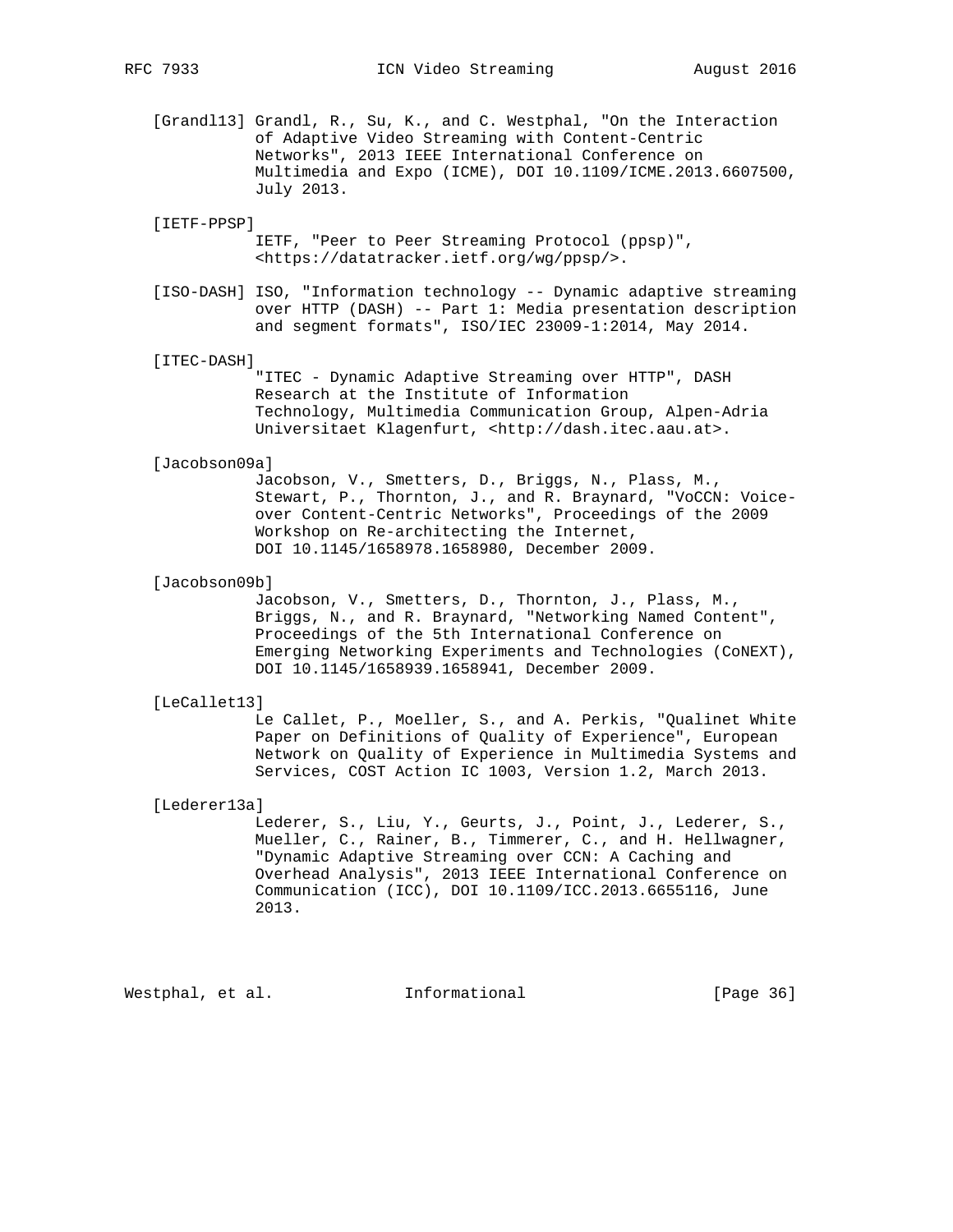[Grandl13] Grandl, R., Su, K., and C. Westphal, "On the Interaction of Adaptive Video Streaming with Content-Centric Networks", 2013 IEEE International Conference on Multimedia and Expo (ICME), DOI 10.1109/ICME.2013.6607500, July 2013.

[IETF-PPSP] IETF, "Peer to Peer Streaming Protocol (ppsp)", <https://datatracker.ietf.org/wg/ppsp/>.

[ISO-DASH] ISO, "Information technology -- Dynamic adaptive streaming over HTTP (DASH) -- Part 1: Media presentation description and segment formats", ISO/IEC 23009-1:2014, May 2014.

[ITEC-DASH] "ITEC - Dynamic Adaptive Streaming over HTTP", DASH Research at the Institute of Information Technology, Multimedia Communication Group, Alpen-Adria Universitaet Klagenfurt, <http://dash.itec.aau.at>.

[Jacobson09a] Jacobson, V., Smetters, D., Briggs, N., Plass, M., Stewart, P., Thornton, J., and R. Braynard, "VoCCN: Voice-over Content-Centric Networks", Proceedings of the 2009 Workshop on Re-architecting the Internet, DOI 10.1145/1658978.1658980, December 2009.

[Jacobson09b] Jacobson, V., Smetters, D., Thornton, J., Plass, M., Briggs, N., and R. Braynard, "Networking Named Content", Proceedings of the 5th International Conference on Emerging Networking Experiments and Technologies (CoNEXT), DOI 10.1145/1658939.1658941, December 2009.

[LeCallet13] Le Callet, P., Moeller, S., and A. Perkis, "Qualinet White Paper on Definitions of Quality of Experience", European Network on Quality of Experience in Multimedia Systems and Services, COST Action IC 1003, Version 1.2, March 2013.

[Lederer13a] Lederer, S., Liu, Y., Geurts, J., Point, J., Lederer, S., Mueller, C., Rainer, B., Timmerer, C., and H. Hellwagner, "Dynamic Adaptive Streaming over CCN: A Caching and Overhead Analysis", 2013 IEEE International Conference on Communication (ICC), DOI 10.1109/ICC.2013.6655116, June 2013.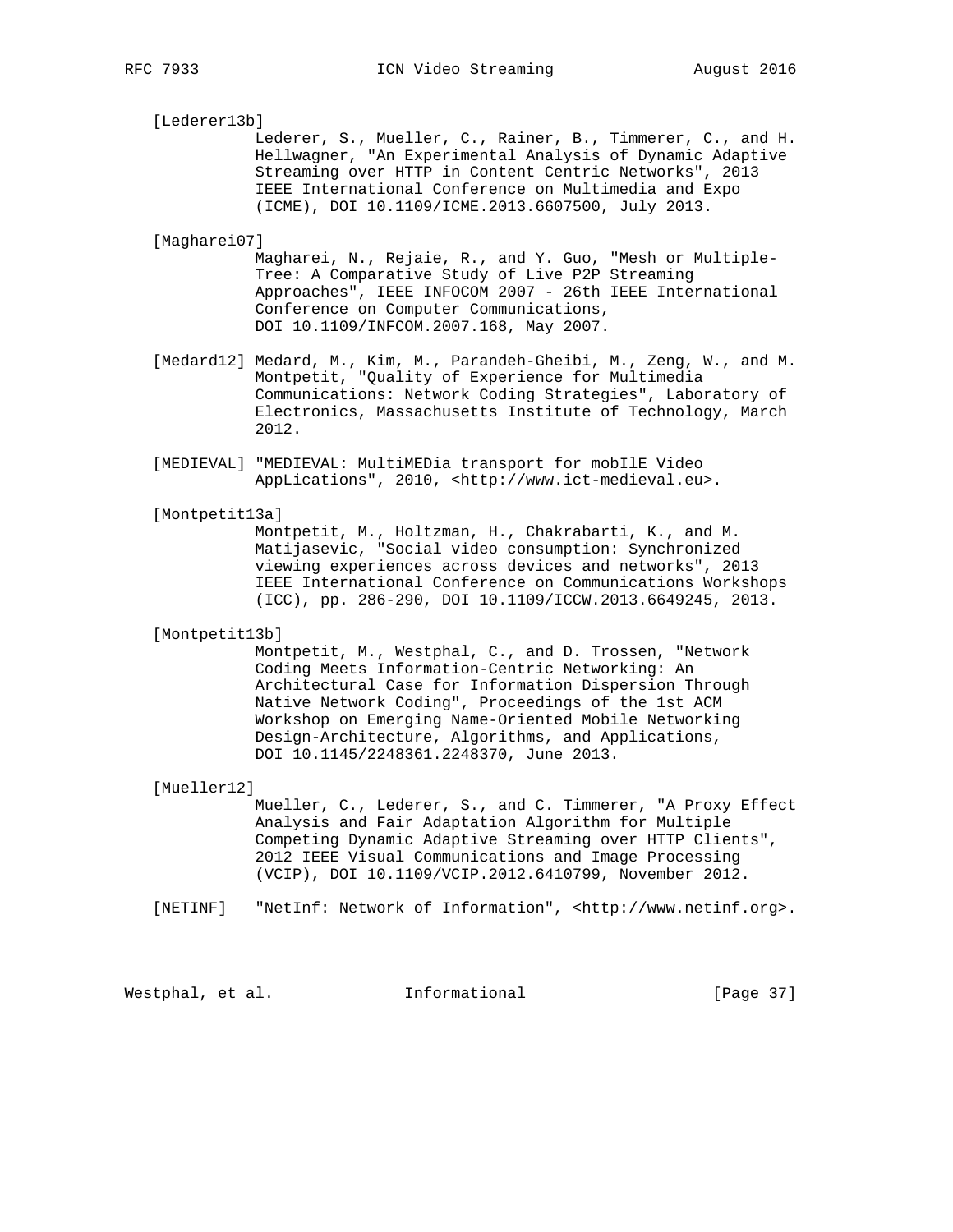[Lederer13b]
Lederer, S., Mueller, C., Rainer, B., Timmerer, C., and H. Hellwagner, "An Experimental Analysis of Dynamic Adaptive Streaming over HTTP in Content Centric Networks", 2013 IEEE International Conference on Multimedia and Expo (ICME), DOI 10.1109/ICME.2013.6607500, July 2013.

[Magharei07]
Magharei, N., Rejaie, R., and Y. Guo, "Mesh or Multiple-Tree: A Comparative Study of Live P2P Streaming Approaches", IEEE INFOCOM 2007 - 26th IEEE International Conference on Computer Communications, DOI 10.1109/INFCOM.2007.168, May 2007.

[Medard12] Medard, M., Kim, M., Parandeh-Gheibi, M., Zeng, W., and M. Montpetit, "Quality of Experience for Multimedia Communications: Network Coding Strategies", Laboratory of Electronics, Massachusetts Institute of Technology, March 2012.

[MEDIEVAL] "MEDIEVAL: MultiMEDia transport for mobIlE Video AppLications", 2010, <http://www.ict-medieval.eu>.

[Montpetit13a]
Montpetit, M., Holtzman, H., Chakrabarti, K., and M. Matijasevic, "Social video consumption: Synchronized viewing experiences across devices and networks", 2013 IEEE International Conference on Communications Workshops (ICC), pp. 286-290, DOI 10.1109/ICCW.2013.6649245, 2013.

[Montpetit13b]
Montpetit, M., Westphal, C., and D. Trossen, "Network Coding Meets Information-Centric Networking: An Architectural Case for Information Dispersion Through Native Network Coding", Proceedings of the 1st ACM Workshop on Emerging Name-Oriented Mobile Networking Design-Architecture, Algorithms, and Applications, DOI 10.1145/2248361.2248370, June 2013.

[Mueller12]
Mueller, C., Lederer, S., and C. Timmerer, "A Proxy Effect Analysis and Fair Adaptation Algorithm for Multiple Competing Dynamic Adaptive Streaming over HTTP Clients", 2012 IEEE Visual Communications and Image Processing (VCIP), DOI 10.1109/VCIP.2012.6410799, November 2012.

[NETINF] "NetInf: Network of Information", <http://www.netinf.org>.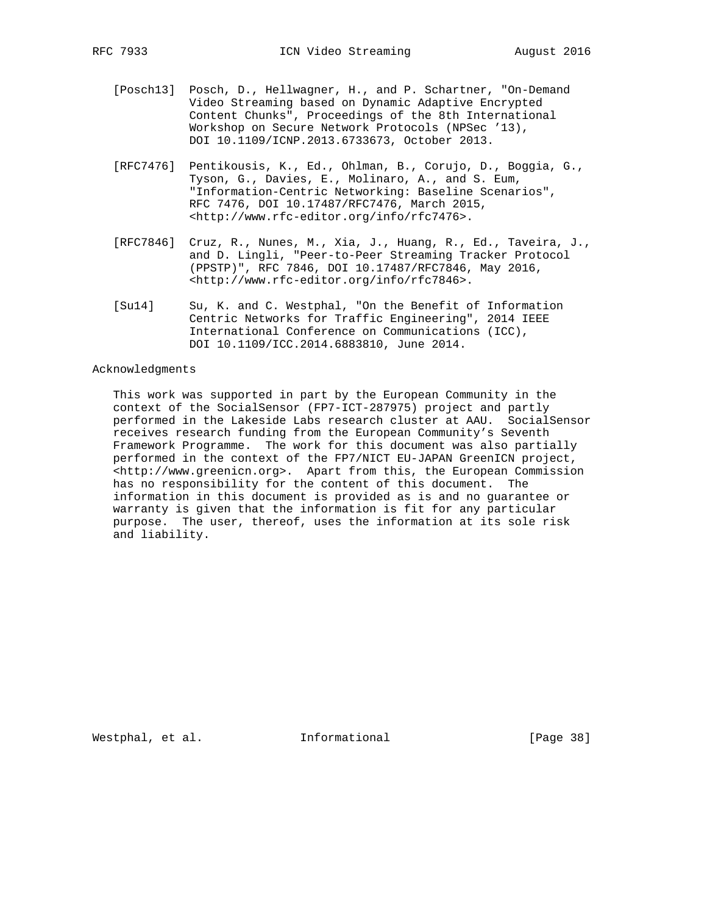[Posch13] Posch, D., Hellwagner, H., and P. Schartner, "On-Demand Video Streaming based on Dynamic Adaptive Encrypted Content Chunks", Proceedings of the 8th International Workshop on Secure Network Protocols (NPSec '13), DOI 10.1109/ICNP.2013.6733673, October 2013.

[RFC7476] Pentikousis, K., Ed., Ohlman, B., Corujo, D., Boggia, G., Tyson, G., Davies, E., Molinaro, A., and S. Eum, "Information-Centric Networking: Baseline Scenarios", RFC 7476, DOI 10.17487/RFC7476, March 2015, <http://www.rfc-editor.org/info/rfc7476>.

[RFC7846] Cruz, R., Nunes, M., Xia, J., Huang, R., Ed., Taveira, J., and D. Lingli, "Peer-to-Peer Streaming Tracker Protocol (PPSTP)", RFC 7846, DOI 10.17487/RFC7846, May 2016, <http://www.rfc-editor.org/info/rfc7846>.

[Su14] Su, K. and C. Westphal, "On the Benefit of Information Centric Networks for Traffic Engineering", 2014 IEEE International Conference on Communications (ICC), DOI 10.1109/ICC.2014.6883810, June 2014.

## Acknowledgments

This work was supported in part by the European Community in the context of the SocialSensor (FP7-ICT-287975) project and partly performed in the Lakeside Labs research cluster at AAU. SocialSensor receives research funding from the European Community's Seventh Framework Programme. The work for this document was also partially performed in the context of the FP7/NICT EU-JAPAN GreenICN project, <http://www.greenicn.org>. Apart from this, the European Commission has no responsibility for the content of this document. The information in this document is provided as is and no guarantee or warranty is given that the information is fit for any particular purpose. The user, thereof, uses the information at its sole risk and liability.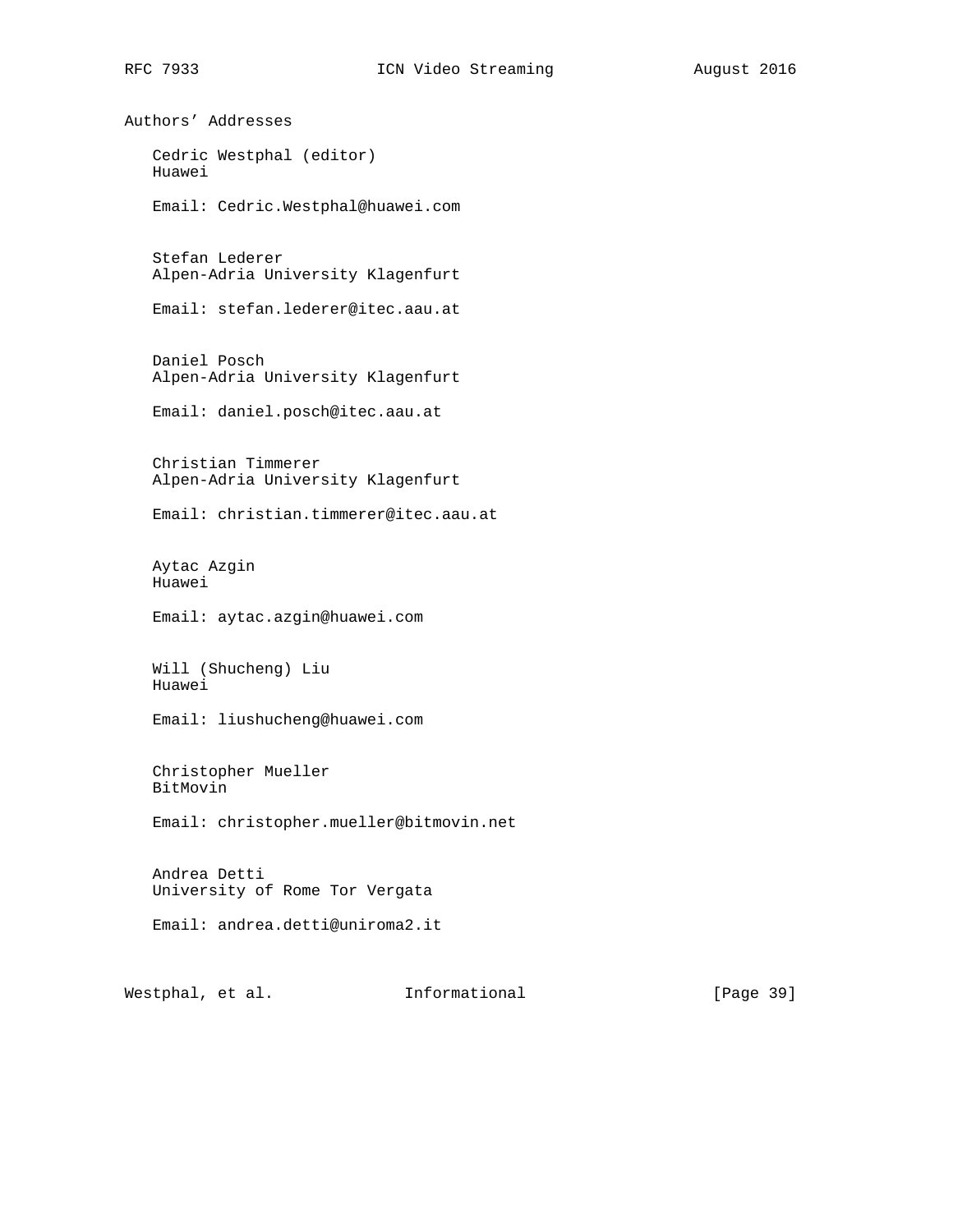## Authors' Addresses

Cedric Westphal (editor)
Huawei

Email: Cedric.Westphal@huawei.com

Stefan Lederer
Alpen-Adria University Klagenfurt

Email: stefan.lederer@itec.aau.at

Daniel Posch
Alpen-Adria University Klagenfurt

Email: daniel.posch@itec.aau.at

Christian Timmerer
Alpen-Adria University Klagenfurt

Email: christian.timmerer@itec.aau.at

Aytac Azgin
Huawei

Email: aytac.azgin@huawei.com

Will (Shucheng) Liu
Huawei

Email: liushucheng@huawei.com

Christopher Mueller
BitMovin

Email: christopher.mueller@bitmovin.net

Andrea Detti
University of Rome Tor Vergata

Email: andrea.detti@uniroma2.it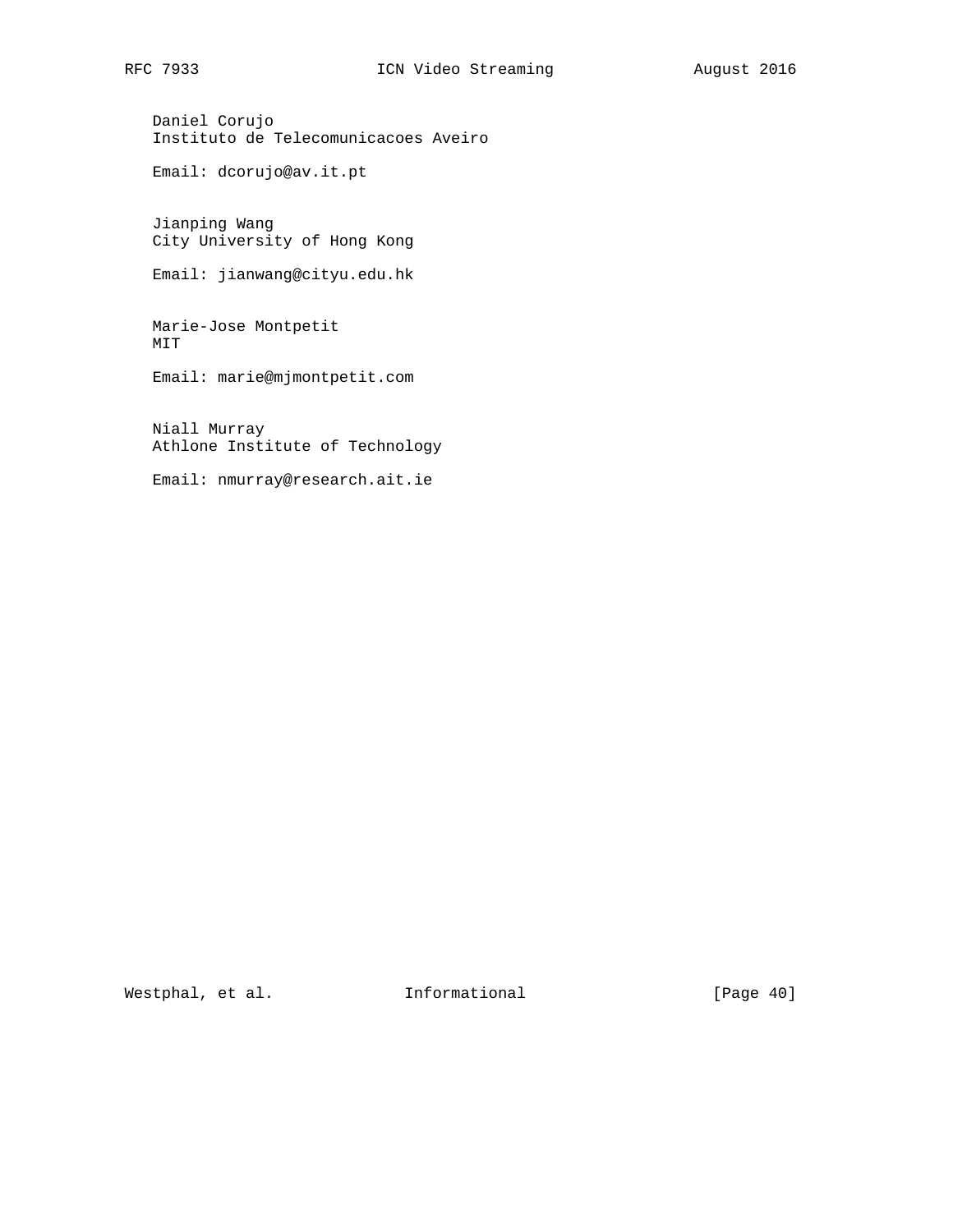Daniel Corujo
Instituto de Telecomunicacoes Aveiro

Email: dcorujo@av.it.pt

Jianping Wang
City University of Hong Kong

Email: jianwang@cityu.edu.hk

Marie-Jose Montpetit
MIT

Email: marie@mjmontpetit.com

Niall Murray
Athlone Institute of Technology

Email: nmurray@research.ait.ie